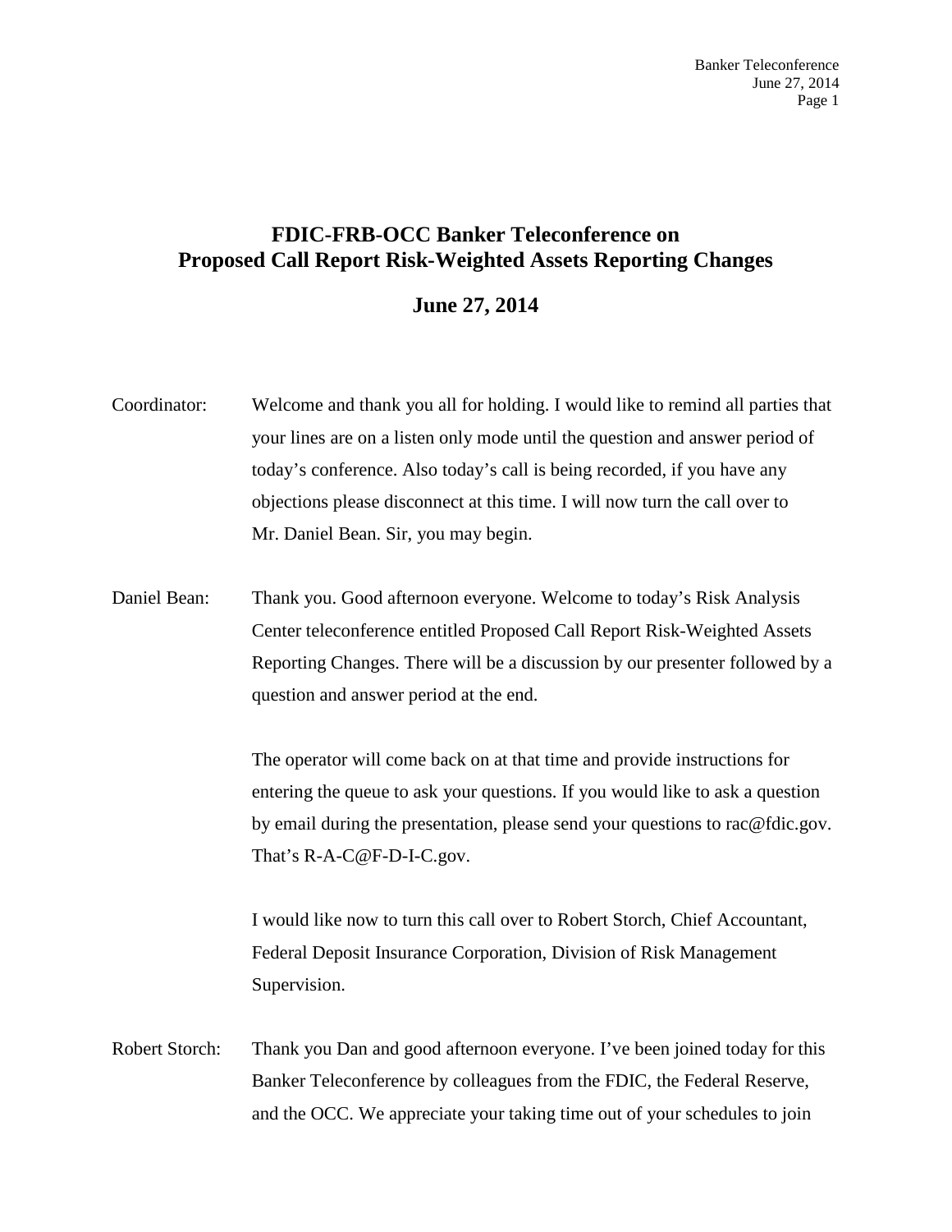# FDIC-FRB-OCC Banker Teleconference on Proposed Call Report Risk-Weighted Assets Reporting Changes

## June 27, 2014

Coordinator: Welcome and thank you all for holding. I would like to remind all parties that your lines are on a listen only mode until the question and answer period of today's conference. Also today's call is being recorded, if you have any objections please disconnect at this time. I will now turn the call over to Mr. Daniel Bean. Sir, you may begin.

Daniel Bean: Thank you. Good afternoon everyone. Welcome to today's Risk Analysis Center teleconference entitled Proposed Call Report Risk-Weighted Assets Reporting Changes. There will be a discussion by our presenter followed by a question and answer period at the end.

The operator will come back on at that time and provide instructions for entering the queue to ask your questions. If you would like to ask a question by email during the presentation, please send your questions to rac@fdic.gov. That's R-A-C@F-D-I-C.gov.

I would like now to turn this call over to Robert Storch, Chief Accountant, Federal Deposit Insurance Corporation, Division of Risk Management Supervision.

Robert Storch: Thank you Dan and good afternoon everyone. I've been joined today for this Banker Teleconference by colleagues from the FDIC, the Federal Reserve, and the OCC. We appreciate your taking time out of your schedules to join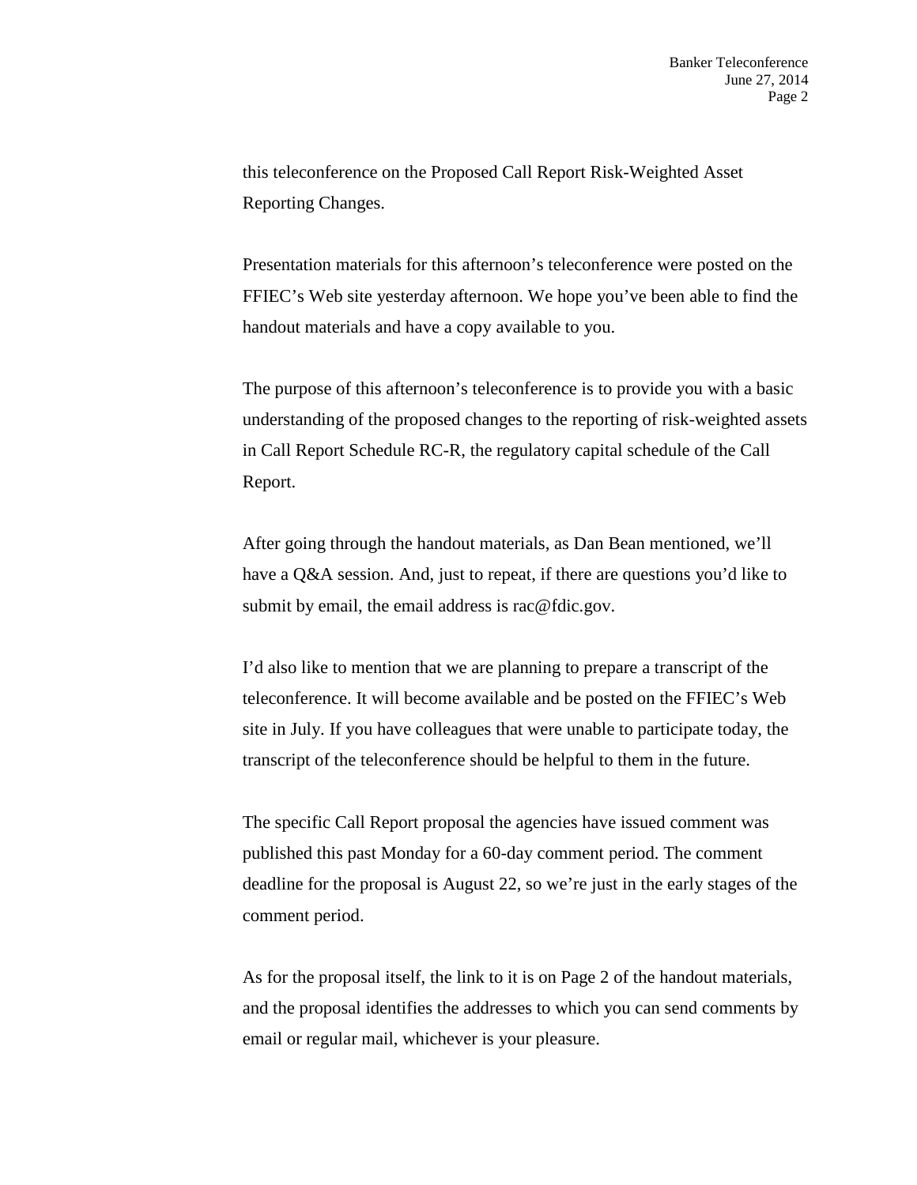this teleconference on the Proposed Call Report Risk-Weighted Asset Reporting Changes.

Presentation materials for this afternoon's teleconference were posted on the FFIEC's Web site yesterday afternoon. We hope you've been able to find the handout materials and have a copy available to you.

The purpose of this afternoon's teleconference is to provide you with a basic understanding of the proposed changes to the reporting of risk-weighted assets in Call Report Schedule RC-R, the regulatory capital schedule of the Call Report.

After going through the handout materials, as Dan Bean mentioned, we'll have a Q&A session. And, just to repeat, if there are questions you'd like to submit by email, the email address is rac@fdic.gov.

I'd also like to mention that we are planning to prepare a transcript of the teleconference. It will become available and be posted on the FFIEC's Web site in July. If you have colleagues that were unable to participate today, the transcript of the teleconference should be helpful to them in the future.

The specific Call Report proposal the agencies have issued comment was published this past Monday for a 60-day comment period. The comment deadline for the proposal is August 22, so we're just in the early stages of the comment period.

As for the proposal itself, the link to it is on Page 2 of the handout materials, and the proposal identifies the addresses to which you can send comments by email or regular mail, whichever is your pleasure.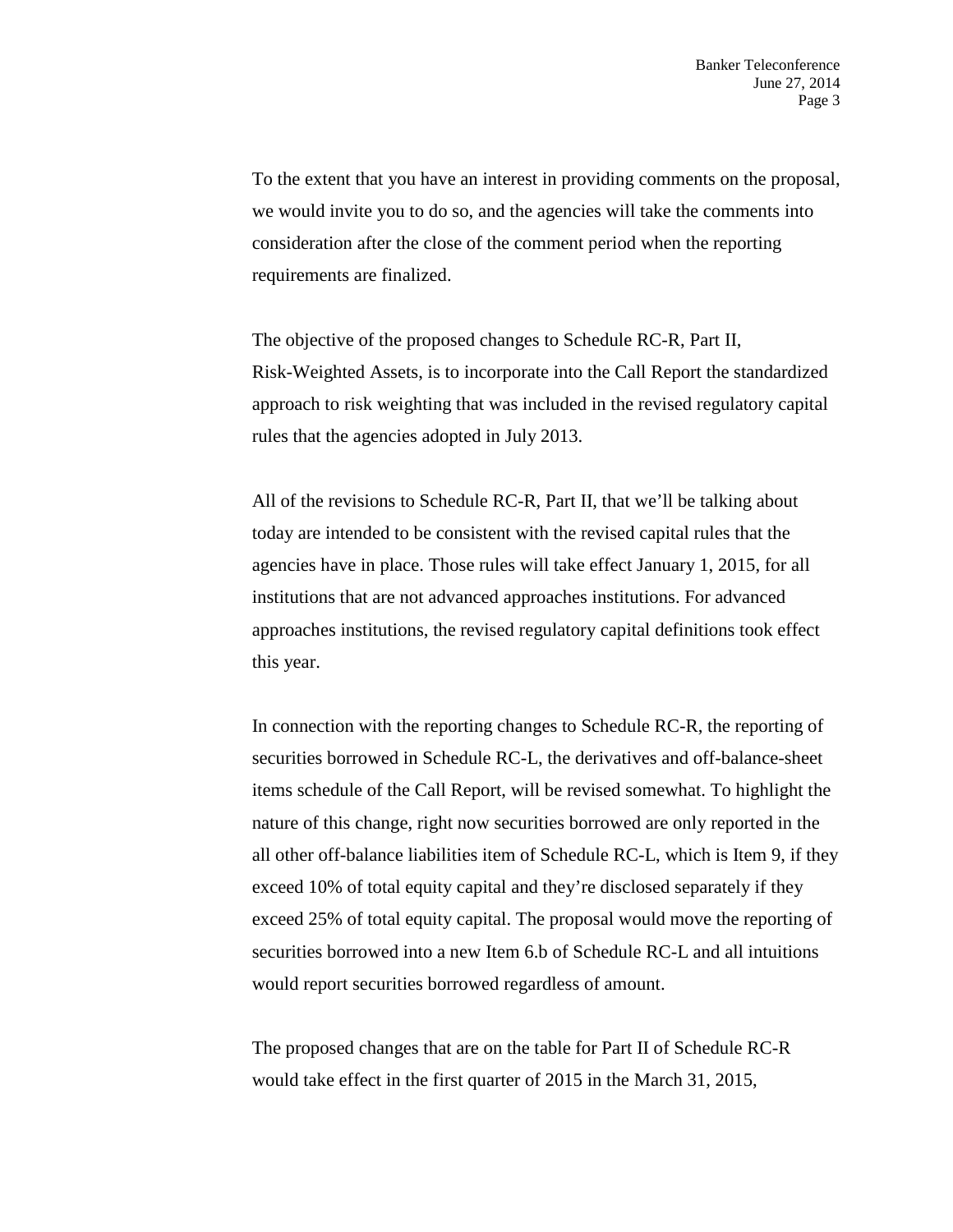To the extent that you have an interest in providing comments on the proposal, we would invite you to do so, and the agencies will take the comments into consideration after the close of the comment period when the reporting requirements are finalized.

The objective of the proposed changes to Schedule RC-R, Part II, Risk-Weighted Assets, is to incorporate into the Call Report the standardized approach to risk weighting that was included in the revised regulatory capital rules that the agencies adopted in July 2013.

All of the revisions to Schedule RC-R, Part II, that we'll be talking about today are intended to be consistent with the revised capital rules that the agencies have in place. Those rules will take effect January 1, 2015, for all institutions that are not advanced approaches institutions. For advanced approaches institutions, the revised regulatory capital definitions took effect this year.

In connection with the reporting changes to Schedule RC-R, the reporting of securities borrowed in Schedule RC-L, the derivatives and off-balance-sheet items schedule of the Call Report, will be revised somewhat. To highlight the nature of this change, right now securities borrowed are only reported in the all other off-balance liabilities item of Schedule RC-L, which is Item 9, if they exceed 10% of total equity capital and they're disclosed separately if they exceed 25% of total equity capital. The proposal would move the reporting of securities borrowed into a new Item 6.b of Schedule RC-L and all intuitions would report securities borrowed regardless of amount.

The proposed changes that are on the table for Part II of Schedule RC-R would take effect in the first quarter of 2015 in the March 31, 2015,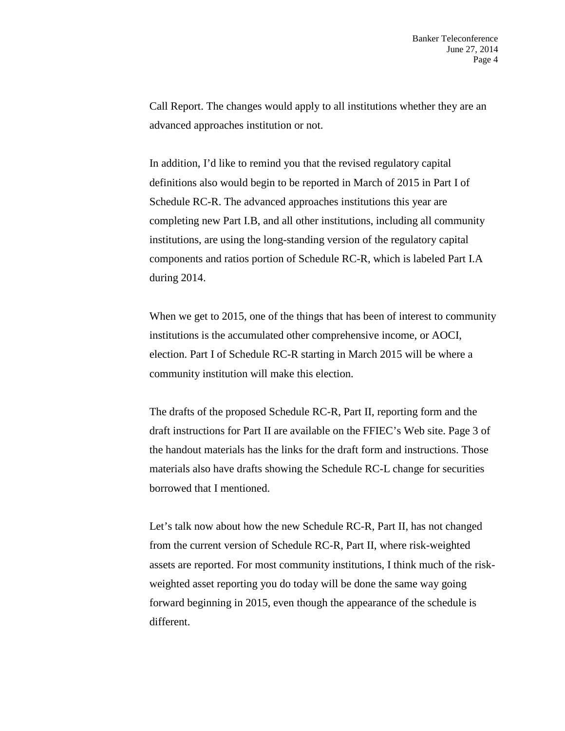Call Report. The changes would apply to all institutions whether they are an advanced approaches institution or not.

In addition, I'd like to remind you that the revised regulatory capital definitions also would begin to be reported in March of 2015 in Part I of Schedule RC-R. The advanced approaches institutions this year are completing new Part I.B, and all other institutions, including all community institutions, are using the long-standing version of the regulatory capital components and ratios portion of Schedule RC-R, which is labeled Part I.A during 2014.

When we get to 2015, one of the things that has been of interest to community institutions is the accumulated other comprehensive income, or AOCI, election. Part I of Schedule RC-R starting in March 2015 will be where a community institution will make this election.

The drafts of the proposed Schedule RC-R, Part II, reporting form and the draft instructions for Part II are available on the FFIEC's Web site. Page 3 of the handout materials has the links for the draft form and instructions. Those materials also have drafts showing the Schedule RC-L change for securities borrowed that I mentioned.

Let's talk now about how the new Schedule RC-R, Part II, has not changed from the current version of Schedule RC-R, Part II, where risk-weighted assets are reported. For most community institutions, I think much of the risk-weighted asset reporting you do today will be done the same way going forward beginning in 2015, even though the appearance of the schedule is different.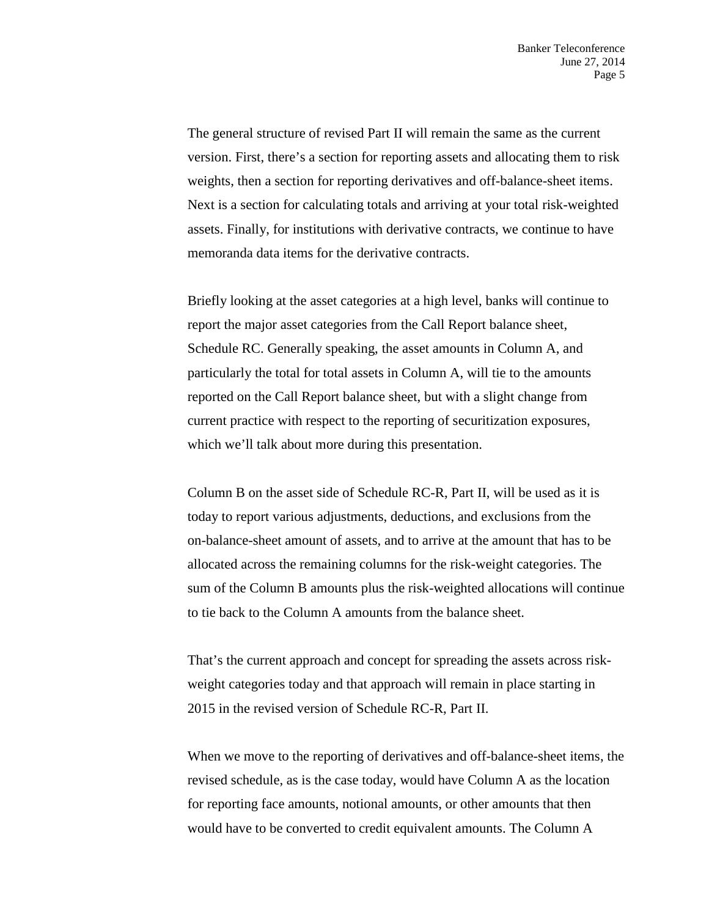The general structure of revised Part II will remain the same as the current version. First, there's a section for reporting assets and allocating them to risk weights, then a section for reporting derivatives and off-balance-sheet items. Next is a section for calculating totals and arriving at your total risk-weighted assets. Finally, for institutions with derivative contracts, we continue to have memoranda data items for the derivative contracts.

Briefly looking at the asset categories at a high level, banks will continue to report the major asset categories from the Call Report balance sheet, Schedule RC. Generally speaking, the asset amounts in Column A, and particularly the total for total assets in Column A, will tie to the amounts reported on the Call Report balance sheet, but with a slight change from current practice with respect to the reporting of securitization exposures, which we'll talk about more during this presentation.

Column B on the asset side of Schedule RC-R, Part II, will be used as it is today to report various adjustments, deductions, and exclusions from the on-balance-sheet amount of assets, and to arrive at the amount that has to be allocated across the remaining columns for the risk-weight categories. The sum of the Column B amounts plus the risk-weighted allocations will continue to tie back to the Column A amounts from the balance sheet.

That's the current approach and concept for spreading the assets across risk-weight categories today and that approach will remain in place starting in 2015 in the revised version of Schedule RC-R, Part II.

When we move to the reporting of derivatives and off-balance-sheet items, the revised schedule, as is the case today, would have Column A as the location for reporting face amounts, notional amounts, or other amounts that then would have to be converted to credit equivalent amounts. The Column A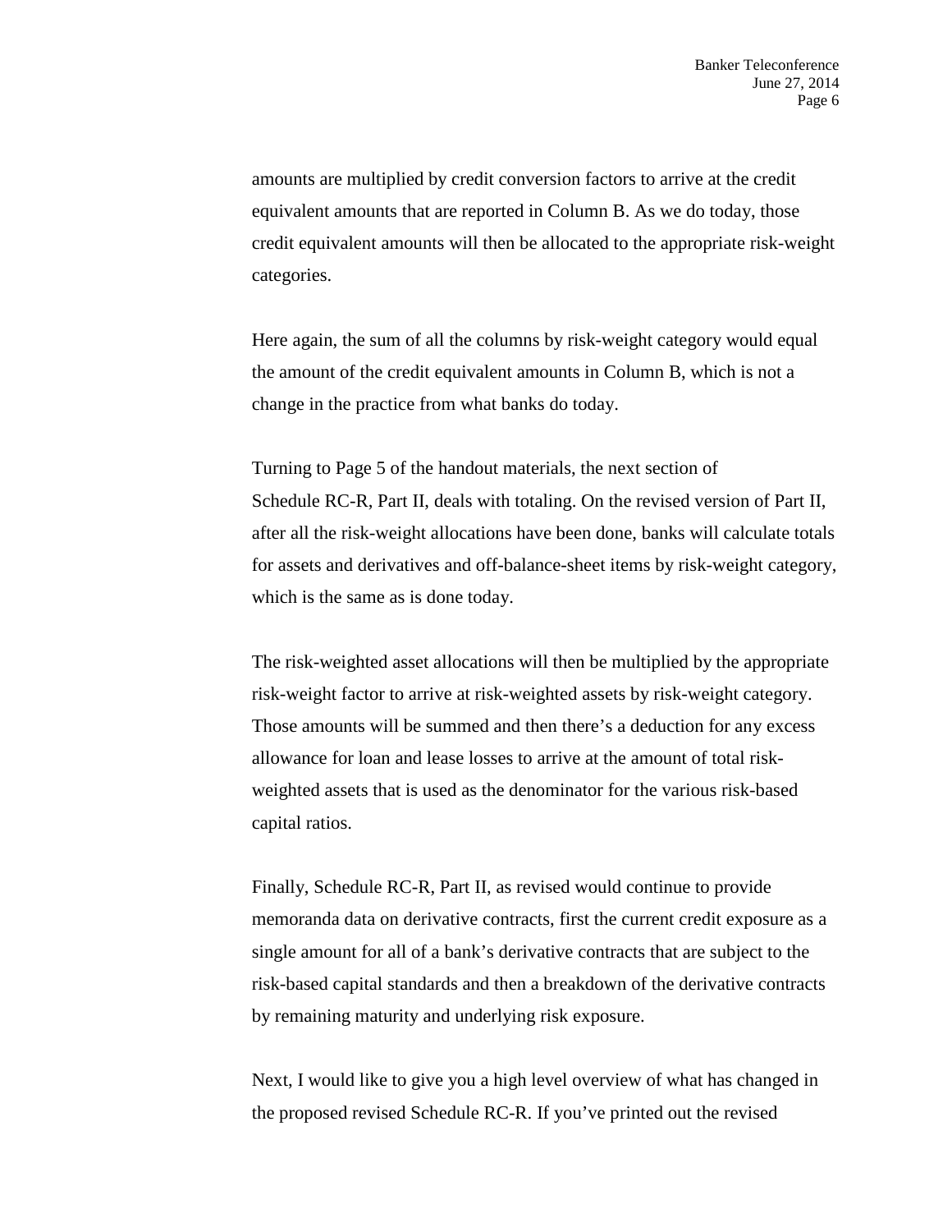amounts are multiplied by credit conversion factors to arrive at the credit equivalent amounts that are reported in Column B. As we do today, those credit equivalent amounts will then be allocated to the appropriate risk-weight categories.

Here again, the sum of all the columns by risk-weight category would equal the amount of the credit equivalent amounts in Column B, which is not a change in the practice from what banks do today.

Turning to Page 5 of the handout materials, the next section of Schedule RC-R, Part II, deals with totaling. On the revised version of Part II, after all the risk-weight allocations have been done, banks will calculate totals for assets and derivatives and off-balance-sheet items by risk-weight category, which is the same as is done today.

The risk-weighted asset allocations will then be multiplied by the appropriate risk-weight factor to arrive at risk-weighted assets by risk-weight category. Those amounts will be summed and then there's a deduction for any excess allowance for loan and lease losses to arrive at the amount of total risk-weighted assets that is used as the denominator for the various risk-based capital ratios.

Finally, Schedule RC-R, Part II, as revised would continue to provide memoranda data on derivative contracts, first the current credit exposure as a single amount for all of a bank's derivative contracts that are subject to the risk-based capital standards and then a breakdown of the derivative contracts by remaining maturity and underlying risk exposure.

Next, I would like to give you a high level overview of what has changed in the proposed revised Schedule RC-R. If you've printed out the revised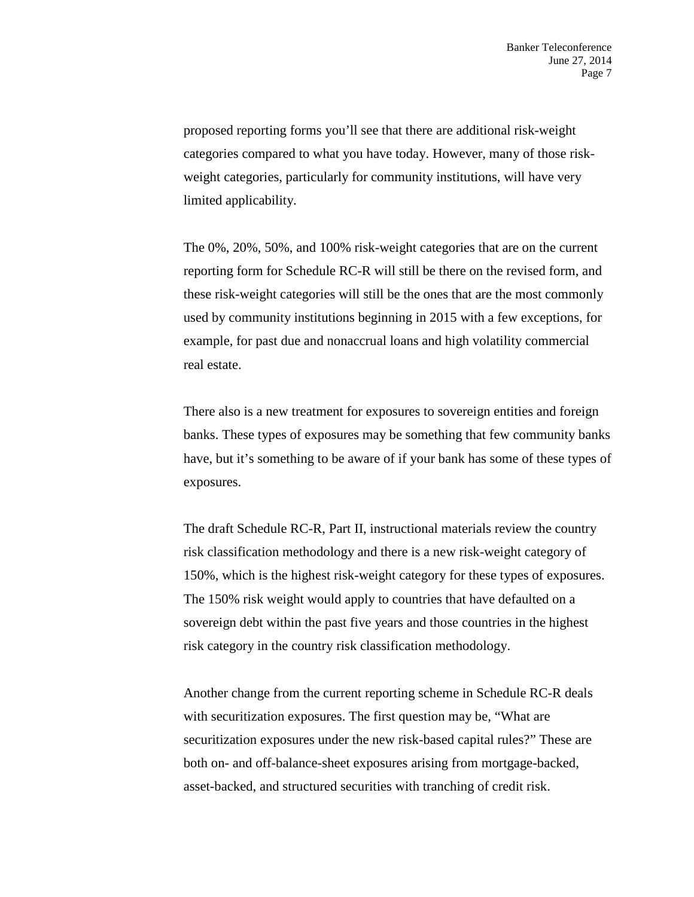proposed reporting forms you'll see that there are additional risk-weight categories compared to what you have today. However, many of those risk-weight categories, particularly for community institutions, will have very limited applicability.

The 0%, 20%, 50%, and 100% risk-weight categories that are on the current reporting form for Schedule RC-R will still be there on the revised form, and these risk-weight categories will still be the ones that are the most commonly used by community institutions beginning in 2015 with a few exceptions, for example, for past due and nonaccrual loans and high volatility commercial real estate.

There also is a new treatment for exposures to sovereign entities and foreign banks. These types of exposures may be something that few community banks have, but it's something to be aware of if your bank has some of these types of exposures.

The draft Schedule RC-R, Part II, instructional materials review the country risk classification methodology and there is a new risk-weight category of 150%, which is the highest risk-weight category for these types of exposures. The 150% risk weight would apply to countries that have defaulted on a sovereign debt within the past five years and those countries in the highest risk category in the country risk classification methodology.

Another change from the current reporting scheme in Schedule RC-R deals with securitization exposures. The first question may be, "What are securitization exposures under the new risk-based capital rules?" These are both on- and off-balance-sheet exposures arising from mortgage-backed, asset-backed, and structured securities with tranching of credit risk.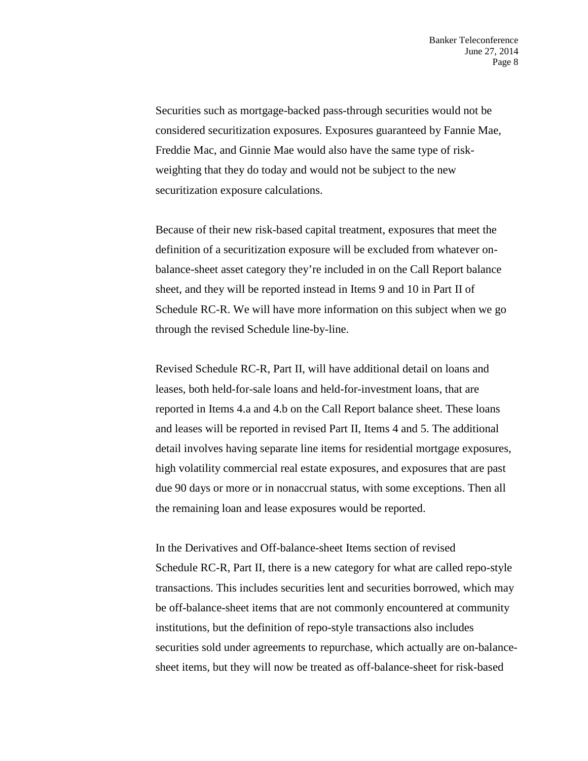Securities such as mortgage-backed pass-through securities would not be considered securitization exposures. Exposures guaranteed by Fannie Mae, Freddie Mac, and Ginnie Mae would also have the same type of risk-weighting that they do today and would not be subject to the new securitization exposure calculations.

Because of their new risk-based capital treatment, exposures that meet the definition of a securitization exposure will be excluded from whatever on-balance-sheet asset category they're included in on the Call Report balance sheet, and they will be reported instead in Items 9 and 10 in Part II of Schedule RC-R. We will have more information on this subject when we go through the revised Schedule line-by-line.

Revised Schedule RC-R, Part II, will have additional detail on loans and leases, both held-for-sale loans and held-for-investment loans, that are reported in Items 4.a and 4.b on the Call Report balance sheet. These loans and leases will be reported in revised Part II, Items 4 and 5. The additional detail involves having separate line items for residential mortgage exposures, high volatility commercial real estate exposures, and exposures that are past due 90 days or more or in nonaccrual status, with some exceptions. Then all the remaining loan and lease exposures would be reported.

In the Derivatives and Off-balance-sheet Items section of revised Schedule RC-R, Part II, there is a new category for what are called repo-style transactions. This includes securities lent and securities borrowed, which may be off-balance-sheet items that are not commonly encountered at community institutions, but the definition of repo-style transactions also includes securities sold under agreements to repurchase, which actually are on-balance-sheet items, but they will now be treated as off-balance-sheet for risk-based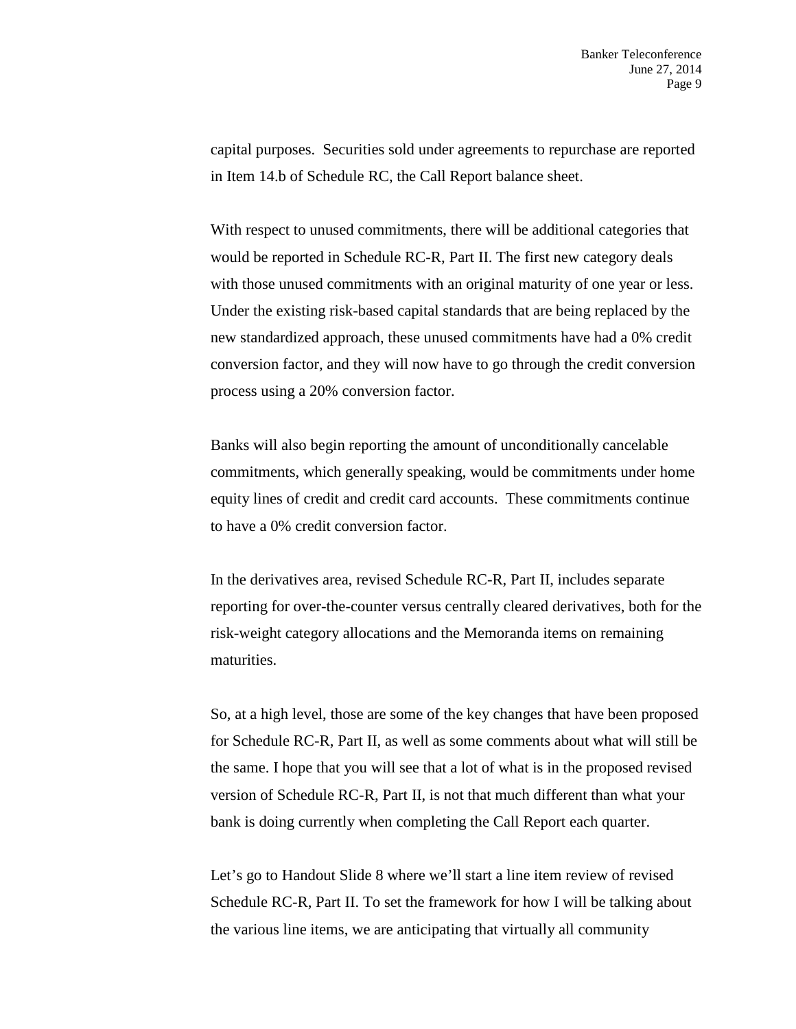capital purposes. Securities sold under agreements to repurchase are reported in Item 14.b of Schedule RC, the Call Report balance sheet.

With respect to unused commitments, there will be additional categories that would be reported in Schedule RC-R, Part II. The first new category deals with those unused commitments with an original maturity of one year or less. Under the existing risk-based capital standards that are being replaced by the new standardized approach, these unused commitments have had a 0% credit conversion factor, and they will now have to go through the credit conversion process using a 20% conversion factor.

Banks will also begin reporting the amount of unconditionally cancelable commitments, which generally speaking, would be commitments under home equity lines of credit and credit card accounts. These commitments continue to have a 0% credit conversion factor.

In the derivatives area, revised Schedule RC-R, Part II, includes separate reporting for over-the-counter versus centrally cleared derivatives, both for the risk-weight category allocations and the Memoranda items on remaining maturities.

So, at a high level, those are some of the key changes that have been proposed for Schedule RC-R, Part II, as well as some comments about what will still be the same. I hope that you will see that a lot of what is in the proposed revised version of Schedule RC-R, Part II, is not that much different than what your bank is doing currently when completing the Call Report each quarter.

Let's go to Handout Slide 8 where we'll start a line item review of revised Schedule RC-R, Part II. To set the framework for how I will be talking about the various line items, we are anticipating that virtually all community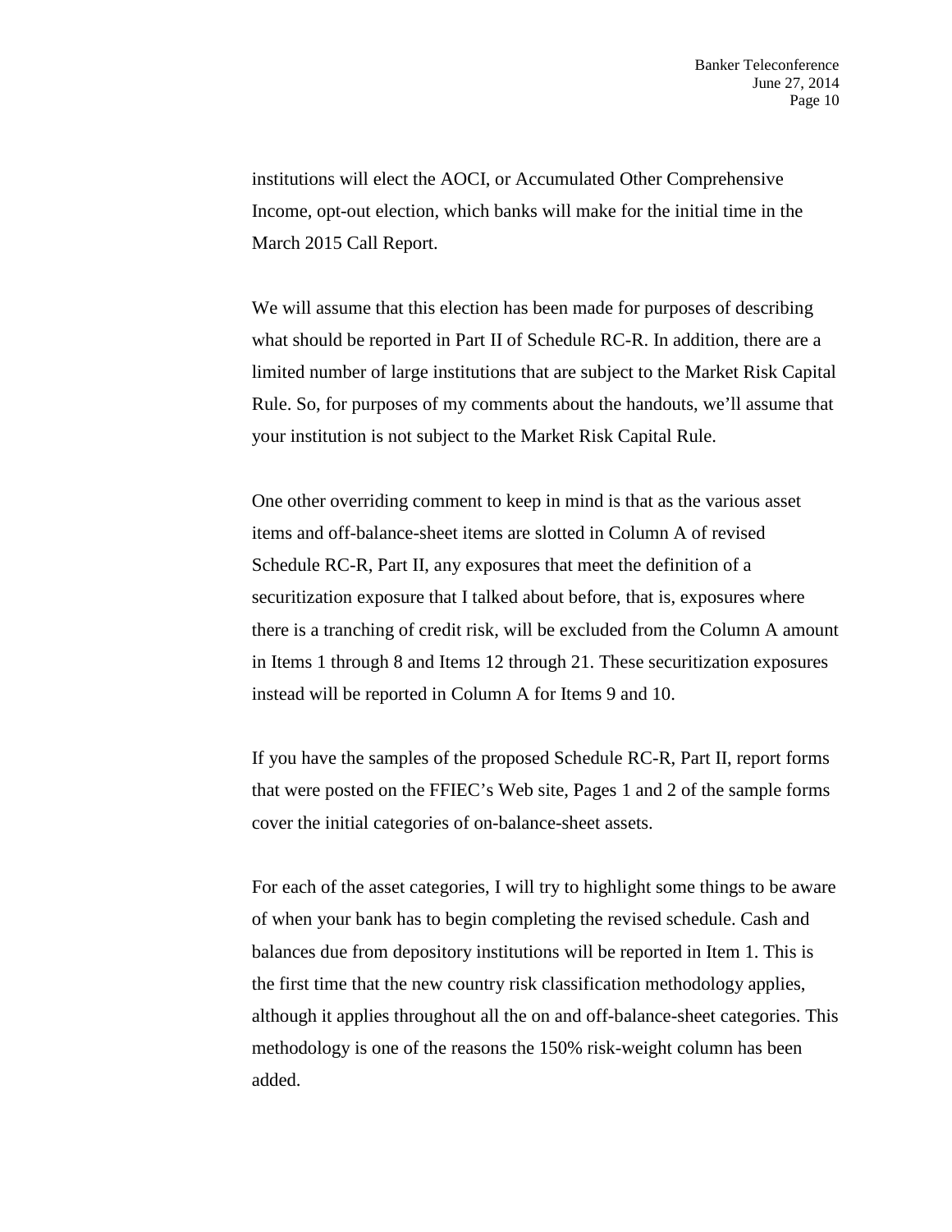institutions will elect the AOCI, or Accumulated Other Comprehensive Income, opt-out election, which banks will make for the initial time in the March 2015 Call Report.

We will assume that this election has been made for purposes of describing what should be reported in Part II of Schedule RC-R. In addition, there are a limited number of large institutions that are subject to the Market Risk Capital Rule. So, for purposes of my comments about the handouts, we'll assume that your institution is not subject to the Market Risk Capital Rule.

One other overriding comment to keep in mind is that as the various asset items and off-balance-sheet items are slotted in Column A of revised Schedule RC-R, Part II, any exposures that meet the definition of a securitization exposure that I talked about before, that is, exposures where there is a tranching of credit risk, will be excluded from the Column A amount in Items 1 through 8 and Items 12 through 21. These securitization exposures instead will be reported in Column A for Items 9 and 10.

If you have the samples of the proposed Schedule RC-R, Part II, report forms that were posted on the FFIEC's Web site, Pages 1 and 2 of the sample forms cover the initial categories of on-balance-sheet assets.

For each of the asset categories, I will try to highlight some things to be aware of when your bank has to begin completing the revised schedule. Cash and balances due from depository institutions will be reported in Item 1. This is the first time that the new country risk classification methodology applies, although it applies throughout all the on and off-balance-sheet categories. This methodology is one of the reasons the 150% risk-weight column has been added.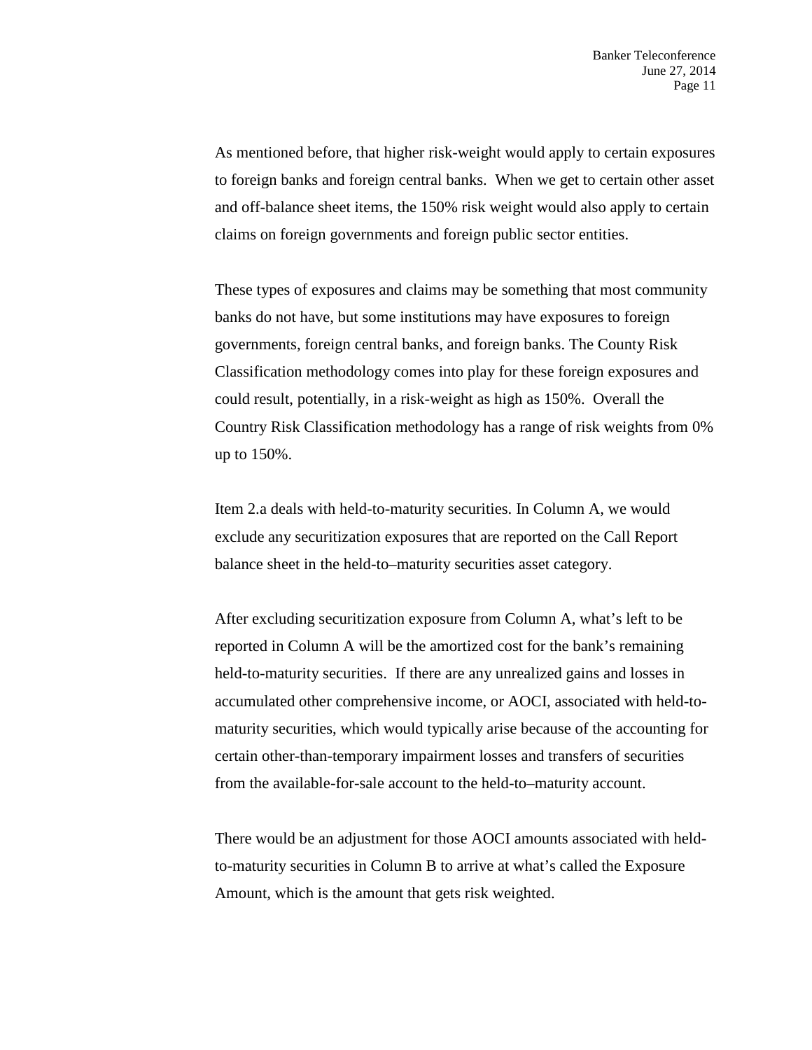As mentioned before, that higher risk-weight would apply to certain exposures to foreign banks and foreign central banks. When we get to certain other asset and off-balance sheet items, the 150% risk weight would also apply to certain claims on foreign governments and foreign public sector entities.

These types of exposures and claims may be something that most community banks do not have, but some institutions may have exposures to foreign governments, foreign central banks, and foreign banks. The County Risk Classification methodology comes into play for these foreign exposures and could result, potentially, in a risk-weight as high as 150%. Overall the Country Risk Classification methodology has a range of risk weights from 0% up to 150%.

Item 2.a deals with held-to-maturity securities. In Column A, we would exclude any securitization exposures that are reported on the Call Report balance sheet in the held-to–maturity securities asset category.

After excluding securitization exposure from Column A, what's left to be reported in Column A will be the amortized cost for the bank's remaining held-to-maturity securities. If there are any unrealized gains and losses in accumulated other comprehensive income, or AOCI, associated with held-to-maturity securities, which would typically arise because of the accounting for certain other-than-temporary impairment losses and transfers of securities from the available-for-sale account to the held-to–maturity account.

There would be an adjustment for those AOCI amounts associated with held-to-maturity securities in Column B to arrive at what's called the Exposure Amount, which is the amount that gets risk weighted.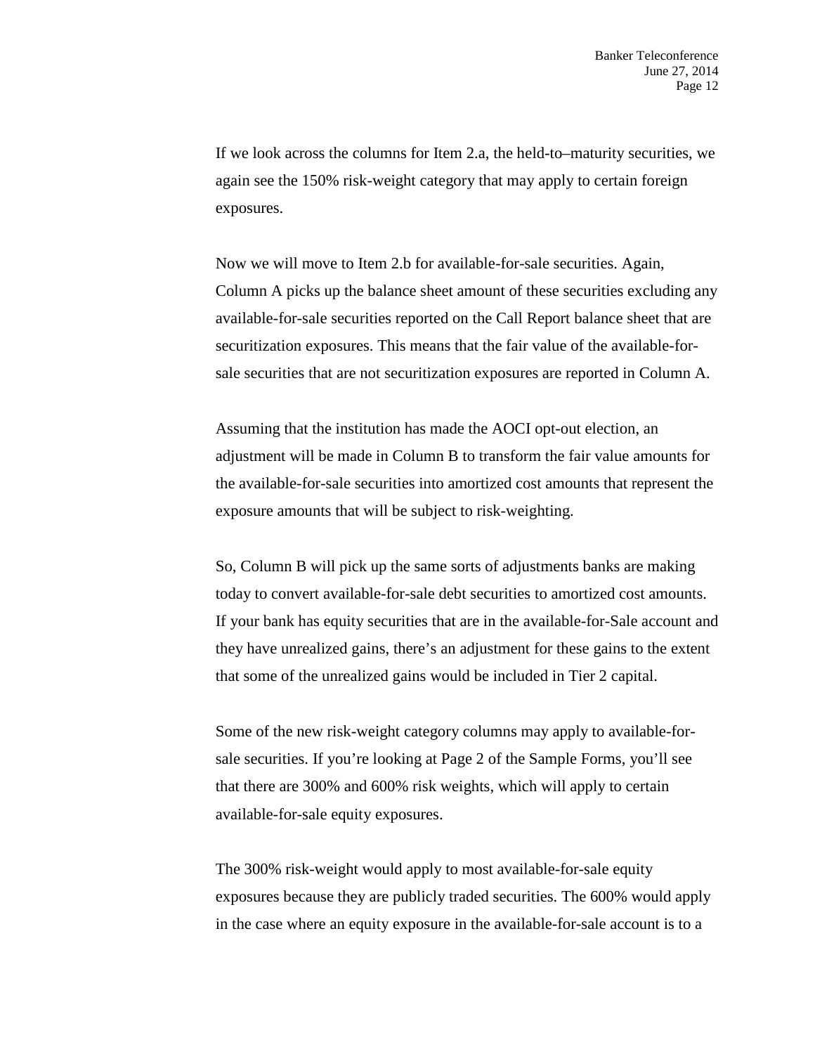If we look across the columns for Item 2.a, the held-to–maturity securities, we again see the 150% risk-weight category that may apply to certain foreign exposures.

Now we will move to Item 2.b for available-for-sale securities. Again, Column A picks up the balance sheet amount of these securities excluding any available-for-sale securities reported on the Call Report balance sheet that are securitization exposures. This means that the fair value of the available-for-sale securities that are not securitization exposures are reported in Column A.

Assuming that the institution has made the AOCI opt-out election, an adjustment will be made in Column B to transform the fair value amounts for the available-for-sale securities into amortized cost amounts that represent the exposure amounts that will be subject to risk-weighting.

So, Column B will pick up the same sorts of adjustments banks are making today to convert available-for-sale debt securities to amortized cost amounts. If your bank has equity securities that are in the available-for-Sale account and they have unrealized gains, there's an adjustment for these gains to the extent that some of the unrealized gains would be included in Tier 2 capital.

Some of the new risk-weight category columns may apply to available-for-sale securities. If you're looking at Page 2 of the Sample Forms, you'll see that there are 300% and 600% risk weights, which will apply to certain available-for-sale equity exposures.

The 300% risk-weight would apply to most available-for-sale equity exposures because they are publicly traded securities. The 600% would apply in the case where an equity exposure in the available-for-sale account is to a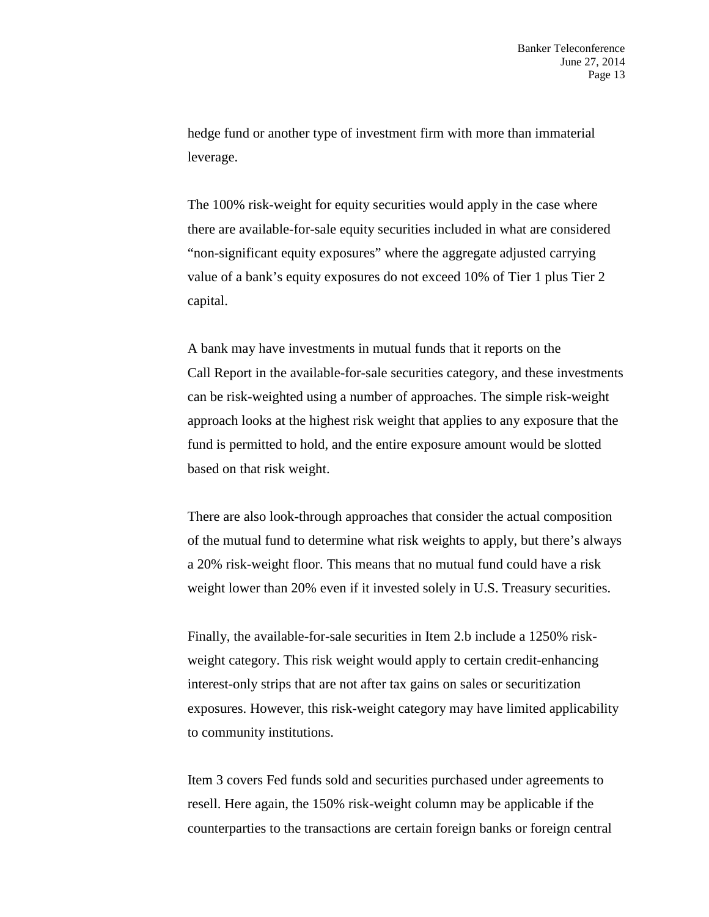hedge fund or another type of investment firm with more than immaterial leverage.

The 100% risk-weight for equity securities would apply in the case where there are available-for-sale equity securities included in what are considered "non-significant equity exposures" where the aggregate adjusted carrying value of a bank's equity exposures do not exceed 10% of Tier 1 plus Tier 2 capital.

A bank may have investments in mutual funds that it reports on the Call Report in the available-for-sale securities category, and these investments can be risk-weighted using a number of approaches. The simple risk-weight approach looks at the highest risk weight that applies to any exposure that the fund is permitted to hold, and the entire exposure amount would be slotted based on that risk weight.

There are also look-through approaches that consider the actual composition of the mutual fund to determine what risk weights to apply, but there's always a 20% risk-weight floor. This means that no mutual fund could have a risk weight lower than 20% even if it invested solely in U.S. Treasury securities.

Finally, the available-for-sale securities in Item 2.b include a 1250% risk-weight category. This risk weight would apply to certain credit-enhancing interest-only strips that are not after tax gains on sales or securitization exposures. However, this risk-weight category may have limited applicability to community institutions.

Item 3 covers Fed funds sold and securities purchased under agreements to resell. Here again, the 150% risk-weight column may be applicable if the counterparties to the transactions are certain foreign banks or foreign central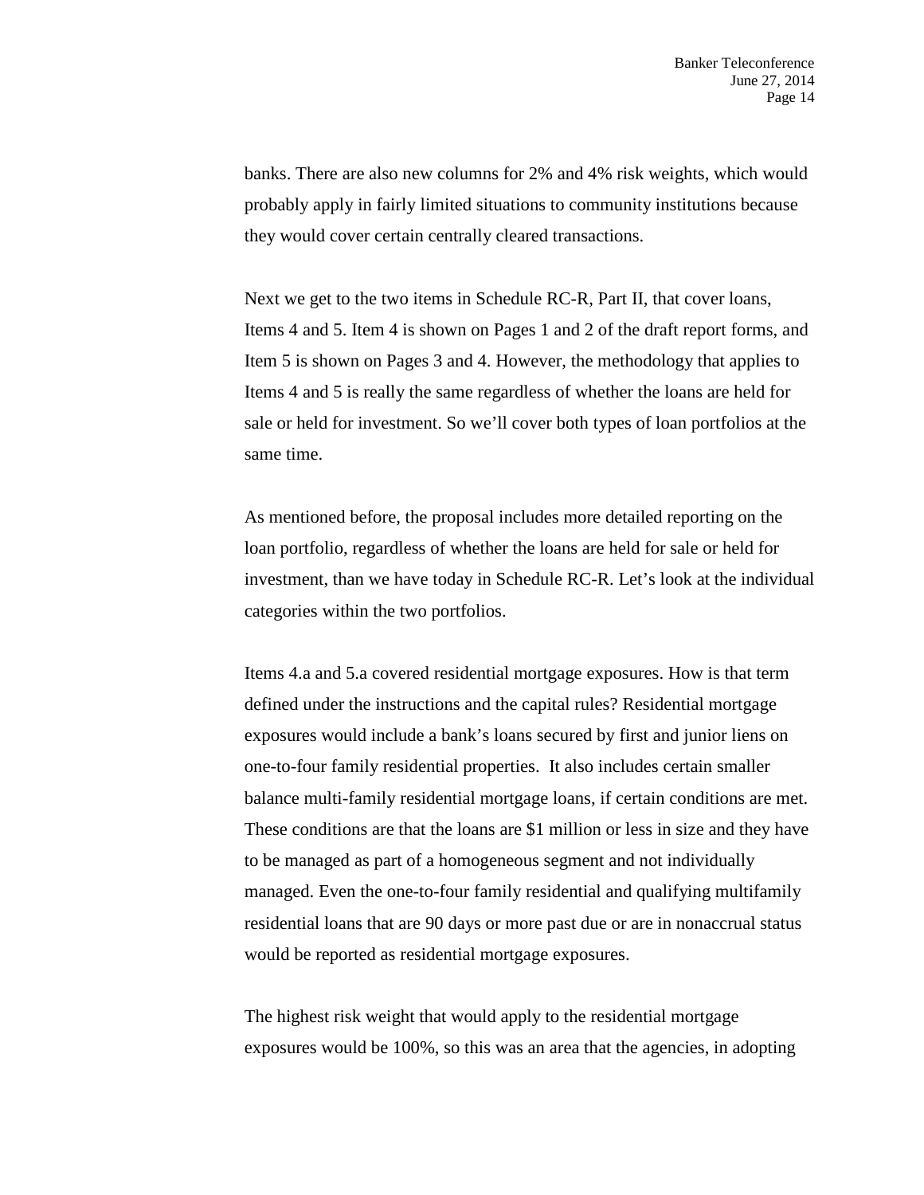banks. There are also new columns for 2% and 4% risk weights, which would probably apply in fairly limited situations to community institutions because they would cover certain centrally cleared transactions.

Next we get to the two items in Schedule RC-R, Part II, that cover loans, Items 4 and 5. Item 4 is shown on Pages 1 and 2 of the draft report forms, and Item 5 is shown on Pages 3 and 4. However, the methodology that applies to Items 4 and 5 is really the same regardless of whether the loans are held for sale or held for investment. So we'll cover both types of loan portfolios at the same time.

As mentioned before, the proposal includes more detailed reporting on the loan portfolio, regardless of whether the loans are held for sale or held for investment, than we have today in Schedule RC-R. Let's look at the individual categories within the two portfolios.

Items 4.a and 5.a covered residential mortgage exposures. How is that term defined under the instructions and the capital rules? Residential mortgage exposures would include a bank's loans secured by first and junior liens on one-to-four family residential properties. It also includes certain smaller balance multi-family residential mortgage loans, if certain conditions are met. These conditions are that the loans are $1 million or less in size and they have to be managed as part of a homogeneous segment and not individually managed. Even the one-to-four family residential and qualifying multifamily residential loans that are 90 days or more past due or are in nonaccrual status would be reported as residential mortgage exposures.

The highest risk weight that would apply to the residential mortgage exposures would be 100%, so this was an area that the agencies, in adopting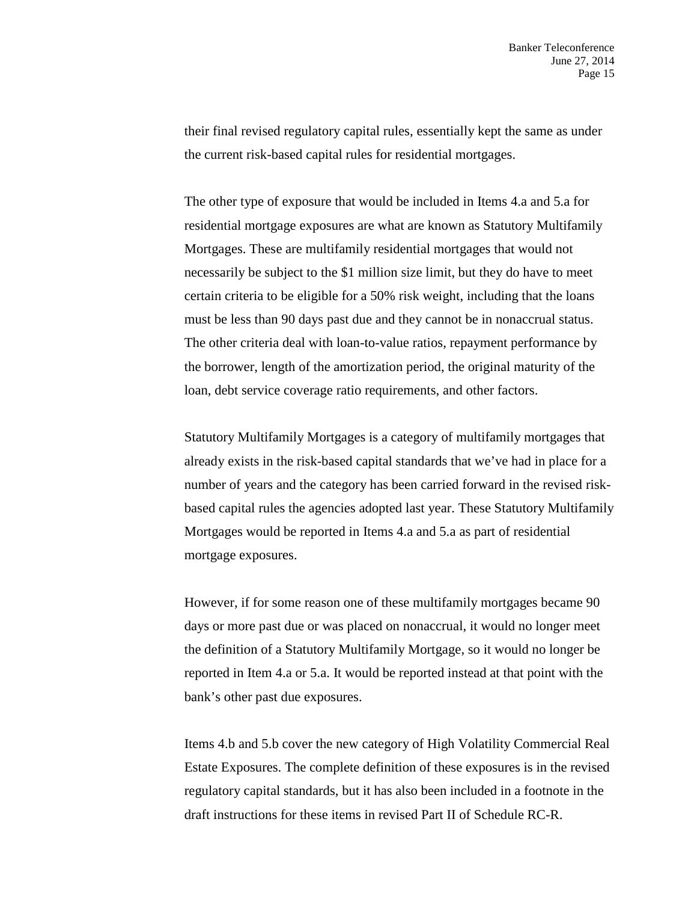their final revised regulatory capital rules, essentially kept the same as under the current risk-based capital rules for residential mortgages.

The other type of exposure that would be included in Items 4.a and 5.a for residential mortgage exposures are what are known as Statutory Multifamily Mortgages. These are multifamily residential mortgages that would not necessarily be subject to the $1 million size limit, but they do have to meet certain criteria to be eligible for a 50% risk weight, including that the loans must be less than 90 days past due and they cannot be in nonaccrual status. The other criteria deal with loan-to-value ratios, repayment performance by the borrower, length of the amortization period, the original maturity of the loan, debt service coverage ratio requirements, and other factors.

Statutory Multifamily Mortgages is a category of multifamily mortgages that already exists in the risk-based capital standards that we've had in place for a number of years and the category has been carried forward in the revised risk-based capital rules the agencies adopted last year. These Statutory Multifamily Mortgages would be reported in Items 4.a and 5.a as part of residential mortgage exposures.

However, if for some reason one of these multifamily mortgages became 90 days or more past due or was placed on nonaccrual, it would no longer meet the definition of a Statutory Multifamily Mortgage, so it would no longer be reported in Item 4.a or 5.a. It would be reported instead at that point with the bank's other past due exposures.

Items 4.b and 5.b cover the new category of High Volatility Commercial Real Estate Exposures. The complete definition of these exposures is in the revised regulatory capital standards, but it has also been included in a footnote in the draft instructions for these items in revised Part II of Schedule RC-R.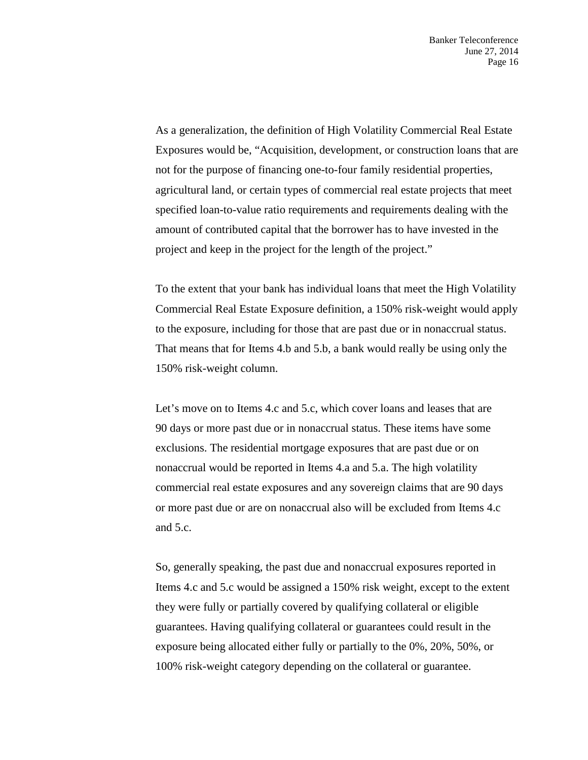As a generalization, the definition of High Volatility Commercial Real Estate Exposures would be, "Acquisition, development, or construction loans that are not for the purpose of financing one-to-four family residential properties, agricultural land, or certain types of commercial real estate projects that meet specified loan-to-value ratio requirements and requirements dealing with the amount of contributed capital that the borrower has to have invested in the project and keep in the project for the length of the project."

To the extent that your bank has individual loans that meet the High Volatility Commercial Real Estate Exposure definition, a 150% risk-weight would apply to the exposure, including for those that are past due or in nonaccrual status. That means that for Items 4.b and 5.b, a bank would really be using only the 150% risk-weight column.

Let's move on to Items 4.c and 5.c, which cover loans and leases that are 90 days or more past due or in nonaccrual status. These items have some exclusions. The residential mortgage exposures that are past due or on nonaccrual would be reported in Items 4.a and 5.a. The high volatility commercial real estate exposures and any sovereign claims that are 90 days or more past due or are on nonaccrual also will be excluded from Items 4.c and 5.c.

So, generally speaking, the past due and nonaccrual exposures reported in Items 4.c and 5.c would be assigned a 150% risk weight, except to the extent they were fully or partially covered by qualifying collateral or eligible guarantees. Having qualifying collateral or guarantees could result in the exposure being allocated either fully or partially to the 0%, 20%, 50%, or 100% risk-weight category depending on the collateral or guarantee.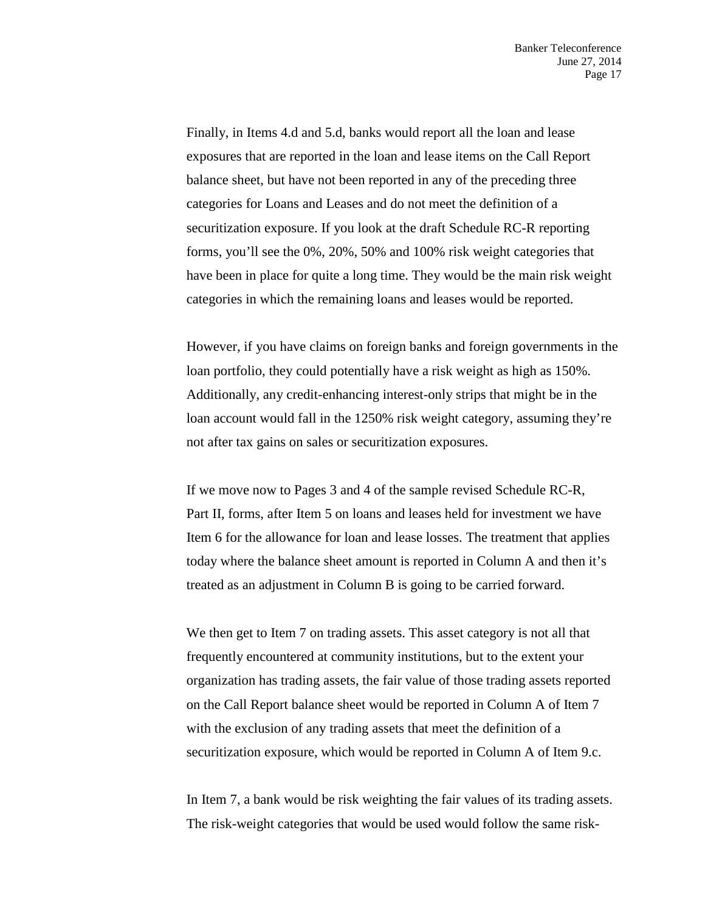Finally, in Items 4.d and 5.d, banks would report all the loan and lease exposures that are reported in the loan and lease items on the Call Report balance sheet, but have not been reported in any of the preceding three categories for Loans and Leases and do not meet the definition of a securitization exposure. If you look at the draft Schedule RC-R reporting forms, you'll see the 0%, 20%, 50% and 100% risk weight categories that have been in place for quite a long time. They would be the main risk weight categories in which the remaining loans and leases would be reported.

However, if you have claims on foreign banks and foreign governments in the loan portfolio, they could potentially have a risk weight as high as 150%. Additionally, any credit-enhancing interest-only strips that might be in the loan account would fall in the 1250% risk weight category, assuming they're not after tax gains on sales or securitization exposures.

If we move now to Pages 3 and 4 of the sample revised Schedule RC-R, Part II, forms, after Item 5 on loans and leases held for investment we have Item 6 for the allowance for loan and lease losses. The treatment that applies today where the balance sheet amount is reported in Column A and then it's treated as an adjustment in Column B is going to be carried forward.

We then get to Item 7 on trading assets. This asset category is not all that frequently encountered at community institutions, but to the extent your organization has trading assets, the fair value of those trading assets reported on the Call Report balance sheet would be reported in Column A of Item 7 with the exclusion of any trading assets that meet the definition of a securitization exposure, which would be reported in Column A of Item 9.c.

In Item 7, a bank would be risk weighting the fair values of its trading assets. The risk-weight categories that would be used would follow the same risk-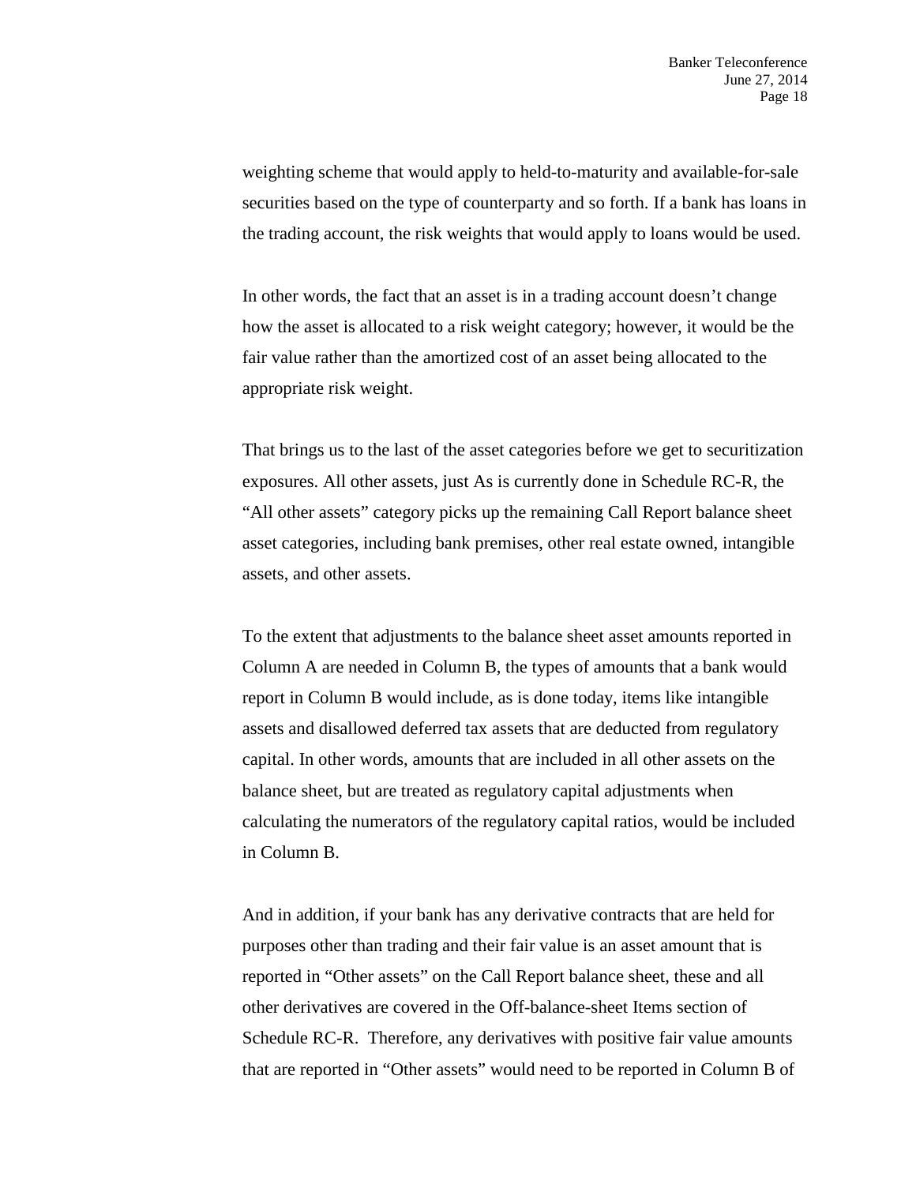weighting scheme that would apply to held-to-maturity and available-for-sale securities based on the type of counterparty and so forth. If a bank has loans in the trading account, the risk weights that would apply to loans would be used.

In other words, the fact that an asset is in a trading account doesn't change how the asset is allocated to a risk weight category; however, it would be the fair value rather than the amortized cost of an asset being allocated to the appropriate risk weight.

That brings us to the last of the asset categories before we get to securitization exposures. All other assets, just As is currently done in Schedule RC-R, the "All other assets" category picks up the remaining Call Report balance sheet asset categories, including bank premises, other real estate owned, intangible assets, and other assets.

To the extent that adjustments to the balance sheet asset amounts reported in Column A are needed in Column B, the types of amounts that a bank would report in Column B would include, as is done today, items like intangible assets and disallowed deferred tax assets that are deducted from regulatory capital. In other words, amounts that are included in all other assets on the balance sheet, but are treated as regulatory capital adjustments when calculating the numerators of the regulatory capital ratios, would be included in Column B.

And in addition, if your bank has any derivative contracts that are held for purposes other than trading and their fair value is an asset amount that is reported in "Other assets" on the Call Report balance sheet, these and all other derivatives are covered in the Off-balance-sheet Items section of Schedule RC-R. Therefore, any derivatives with positive fair value amounts that are reported in "Other assets" would need to be reported in Column B of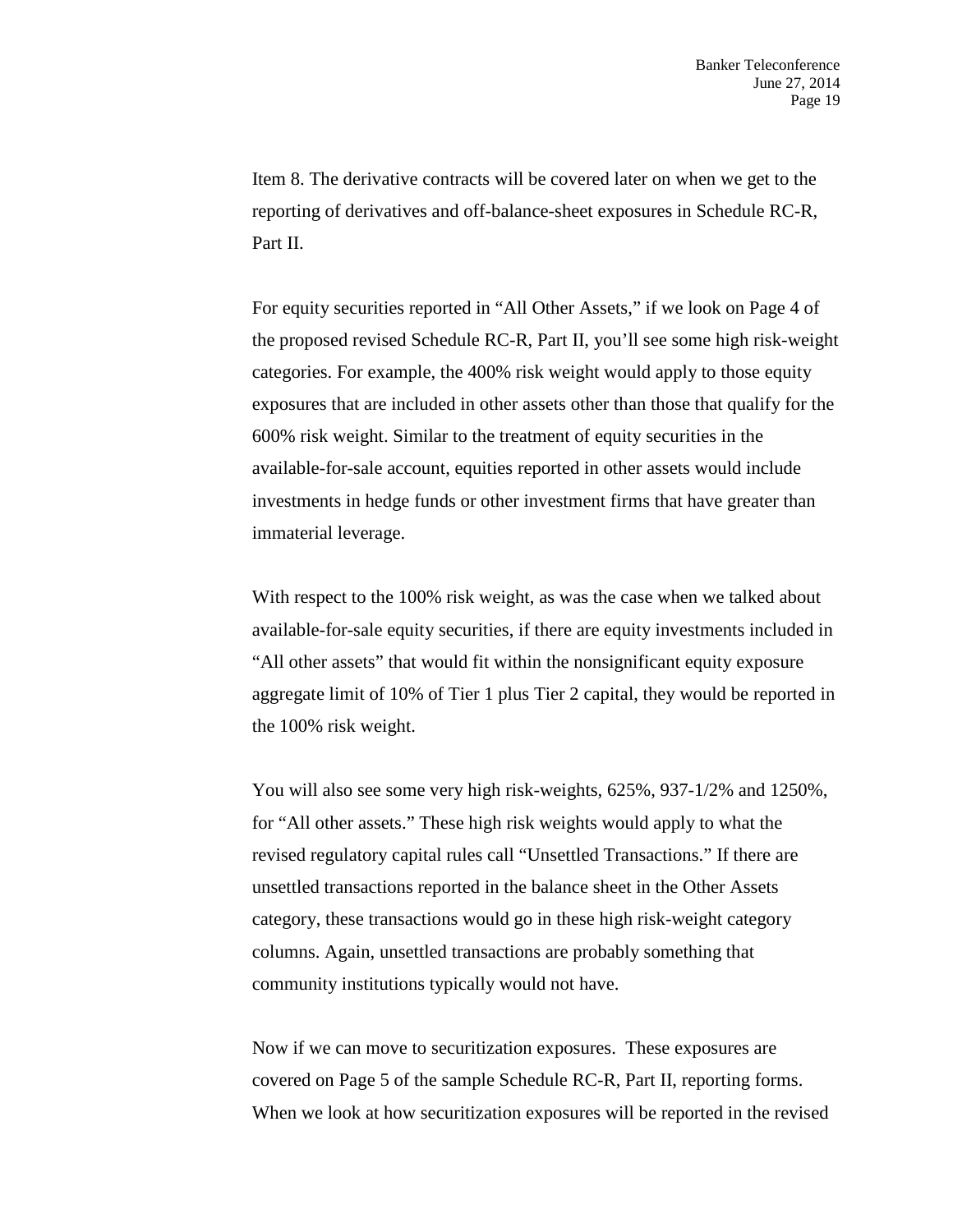Item 8. The derivative contracts will be covered later on when we get to the reporting of derivatives and off-balance-sheet exposures in Schedule RC-R, Part II.

For equity securities reported in "All Other Assets," if we look on Page 4 of the proposed revised Schedule RC-R, Part II, you'll see some high risk-weight categories. For example, the 400% risk weight would apply to those equity exposures that are included in other assets other than those that qualify for the 600% risk weight. Similar to the treatment of equity securities in the available-for-sale account, equities reported in other assets would include investments in hedge funds or other investment firms that have greater than immaterial leverage.

With respect to the 100% risk weight, as was the case when we talked about available-for-sale equity securities, if there are equity investments included in "All other assets" that would fit within the nonsignificant equity exposure aggregate limit of 10% of Tier 1 plus Tier 2 capital, they would be reported in the 100% risk weight.

You will also see some very high risk-weights, 625%, 937-1/2% and 1250%, for "All other assets." These high risk weights would apply to what the revised regulatory capital rules call "Unsettled Transactions." If there are unsettled transactions reported in the balance sheet in the Other Assets category, these transactions would go in these high risk-weight category columns. Again, unsettled transactions are probably something that community institutions typically would not have.

Now if we can move to securitization exposures. These exposures are covered on Page 5 of the sample Schedule RC-R, Part II, reporting forms. When we look at how securitization exposures will be reported in the revised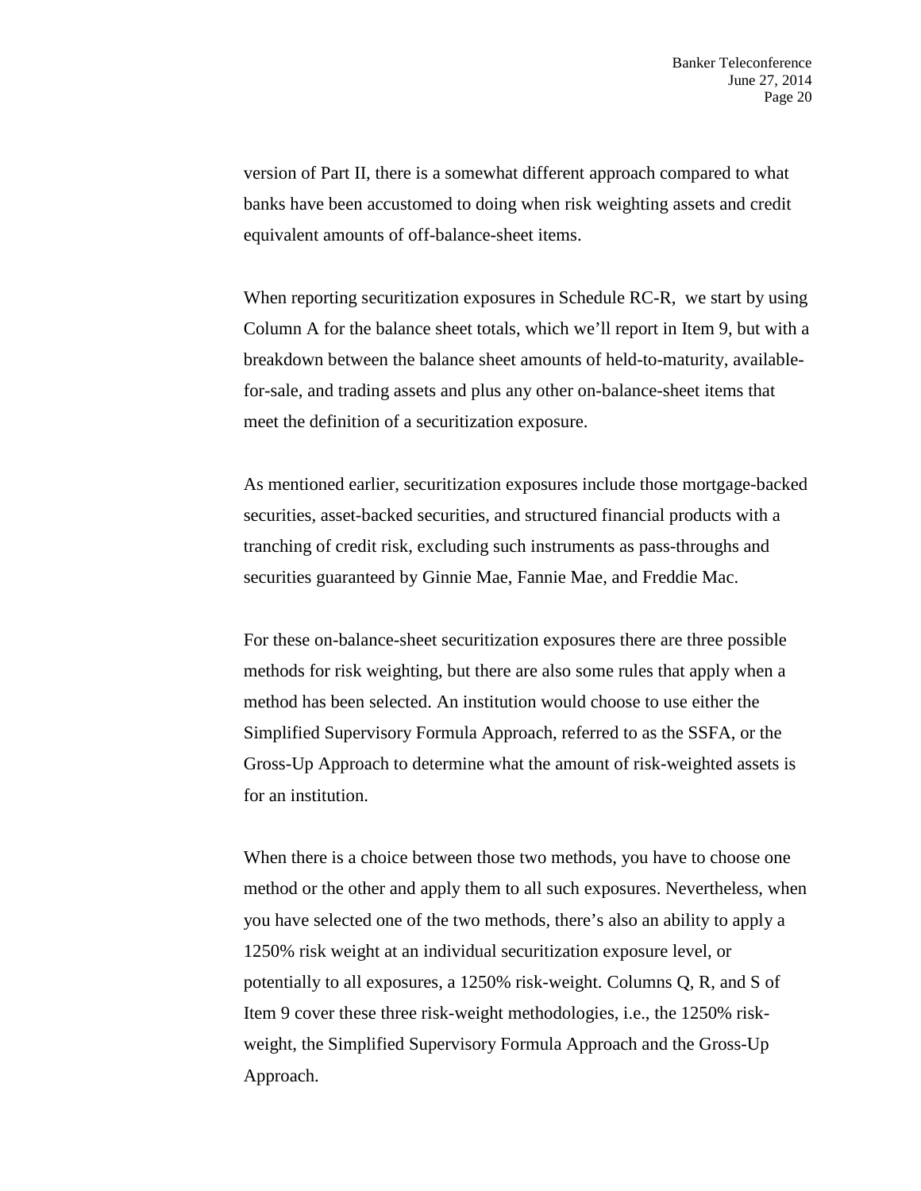version of Part II, there is a somewhat different approach compared to what banks have been accustomed to doing when risk weighting assets and credit equivalent amounts of off-balance-sheet items.

When reporting securitization exposures in Schedule RC-R, we start by using Column A for the balance sheet totals, which we'll report in Item 9, but with a breakdown between the balance sheet amounts of held-to-maturity, available-for-sale, and trading assets and plus any other on-balance-sheet items that meet the definition of a securitization exposure.

As mentioned earlier, securitization exposures include those mortgage-backed securities, asset-backed securities, and structured financial products with a tranching of credit risk, excluding such instruments as pass-throughs and securities guaranteed by Ginnie Mae, Fannie Mae, and Freddie Mac.

For these on-balance-sheet securitization exposures there are three possible methods for risk weighting, but there are also some rules that apply when a method has been selected. An institution would choose to use either the Simplified Supervisory Formula Approach, referred to as the SSFA, or the Gross-Up Approach to determine what the amount of risk-weighted assets is for an institution.

When there is a choice between those two methods, you have to choose one method or the other and apply them to all such exposures. Nevertheless, when you have selected one of the two methods, there's also an ability to apply a 1250% risk weight at an individual securitization exposure level, or potentially to all exposures, a 1250% risk-weight. Columns Q, R, and S of Item 9 cover these three risk-weight methodologies, i.e., the 1250% risk-weight, the Simplified Supervisory Formula Approach and the Gross-Up Approach.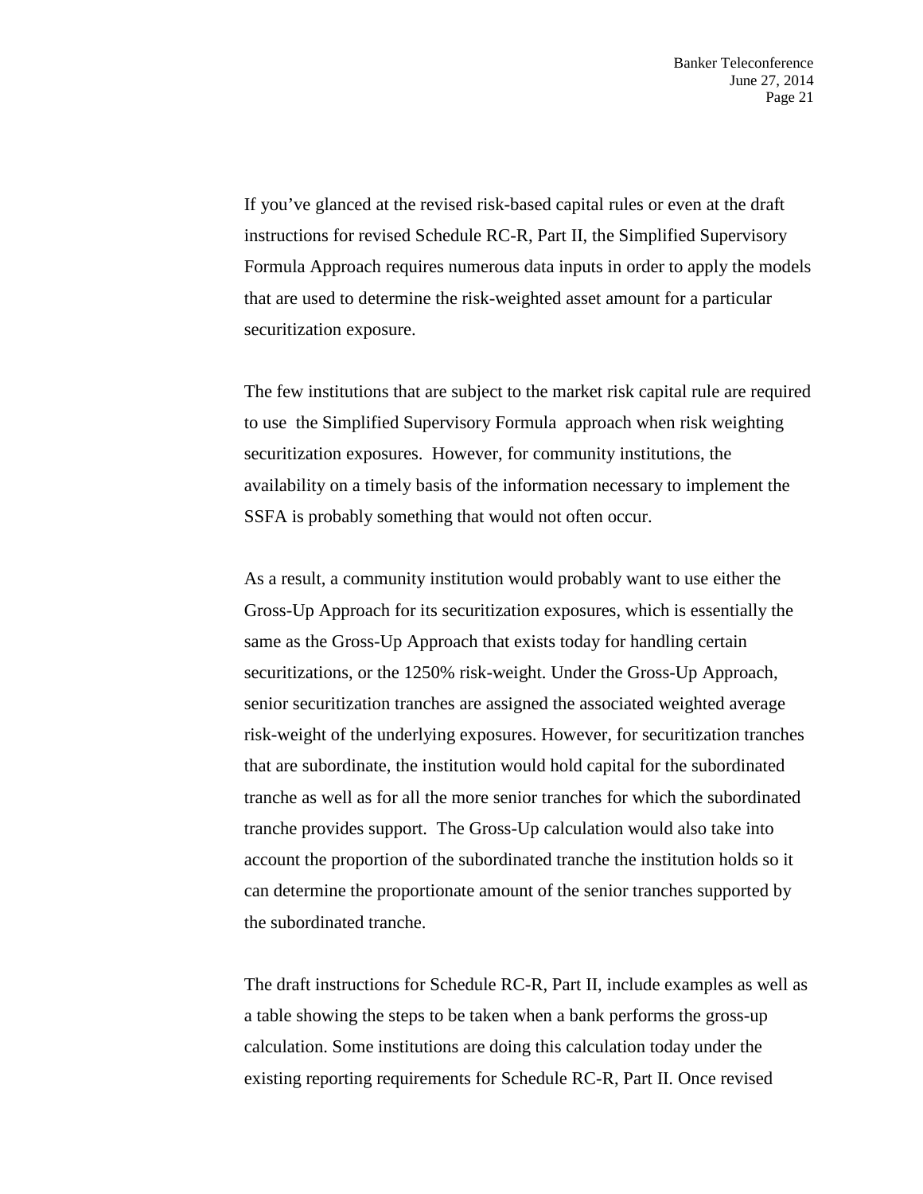If you've glanced at the revised risk-based capital rules or even at the draft instructions for revised Schedule RC-R, Part II, the Simplified Supervisory Formula Approach requires numerous data inputs in order to apply the models that are used to determine the risk-weighted asset amount for a particular securitization exposure.

The few institutions that are subject to the market risk capital rule are required to use the Simplified Supervisory Formula approach when risk weighting securitization exposures. However, for community institutions, the availability on a timely basis of the information necessary to implement the SSFA is probably something that would not often occur.

As a result, a community institution would probably want to use either the Gross-Up Approach for its securitization exposures, which is essentially the same as the Gross-Up Approach that exists today for handling certain securitizations, or the 1250% risk-weight. Under the Gross-Up Approach, senior securitization tranches are assigned the associated weighted average risk-weight of the underlying exposures. However, for securitization tranches that are subordinate, the institution would hold capital for the subordinated tranche as well as for all the more senior tranches for which the subordinated tranche provides support. The Gross-Up calculation would also take into account the proportion of the subordinated tranche the institution holds so it can determine the proportionate amount of the senior tranches supported by the subordinated tranche.

The draft instructions for Schedule RC-R, Part II, include examples as well as a table showing the steps to be taken when a bank performs the gross-up calculation. Some institutions are doing this calculation today under the existing reporting requirements for Schedule RC-R, Part II. Once revised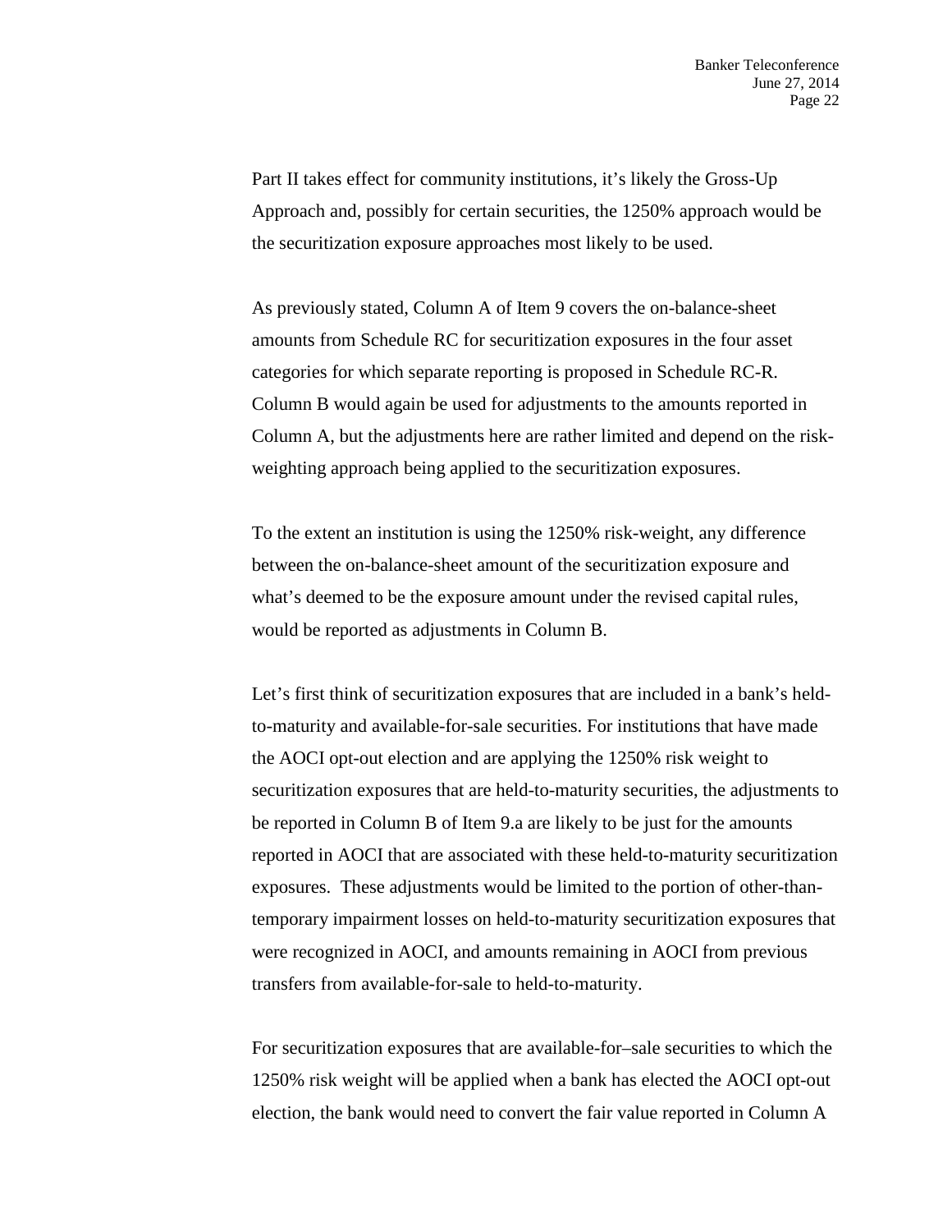Part II takes effect for community institutions, it's likely the Gross-Up Approach and, possibly for certain securities, the 1250% approach would be the securitization exposure approaches most likely to be used.

As previously stated, Column A of Item 9 covers the on-balance-sheet amounts from Schedule RC for securitization exposures in the four asset categories for which separate reporting is proposed in Schedule RC-R. Column B would again be used for adjustments to the amounts reported in Column A, but the adjustments here are rather limited and depend on the risk-weighting approach being applied to the securitization exposures.

To the extent an institution is using the 1250% risk-weight, any difference between the on-balance-sheet amount of the securitization exposure and what's deemed to be the exposure amount under the revised capital rules, would be reported as adjustments in Column B.

Let's first think of securitization exposures that are included in a bank's held-to-maturity and available-for-sale securities. For institutions that have made the AOCI opt-out election and are applying the 1250% risk weight to securitization exposures that are held-to-maturity securities, the adjustments to be reported in Column B of Item 9.a are likely to be just for the amounts reported in AOCI that are associated with these held-to-maturity securitization exposures. These adjustments would be limited to the portion of other-than-temporary impairment losses on held-to-maturity securitization exposures that were recognized in AOCI, and amounts remaining in AOCI from previous transfers from available-for-sale to held-to-maturity.

For securitization exposures that are available-for–sale securities to which the 1250% risk weight will be applied when a bank has elected the AOCI opt-out election, the bank would need to convert the fair value reported in Column A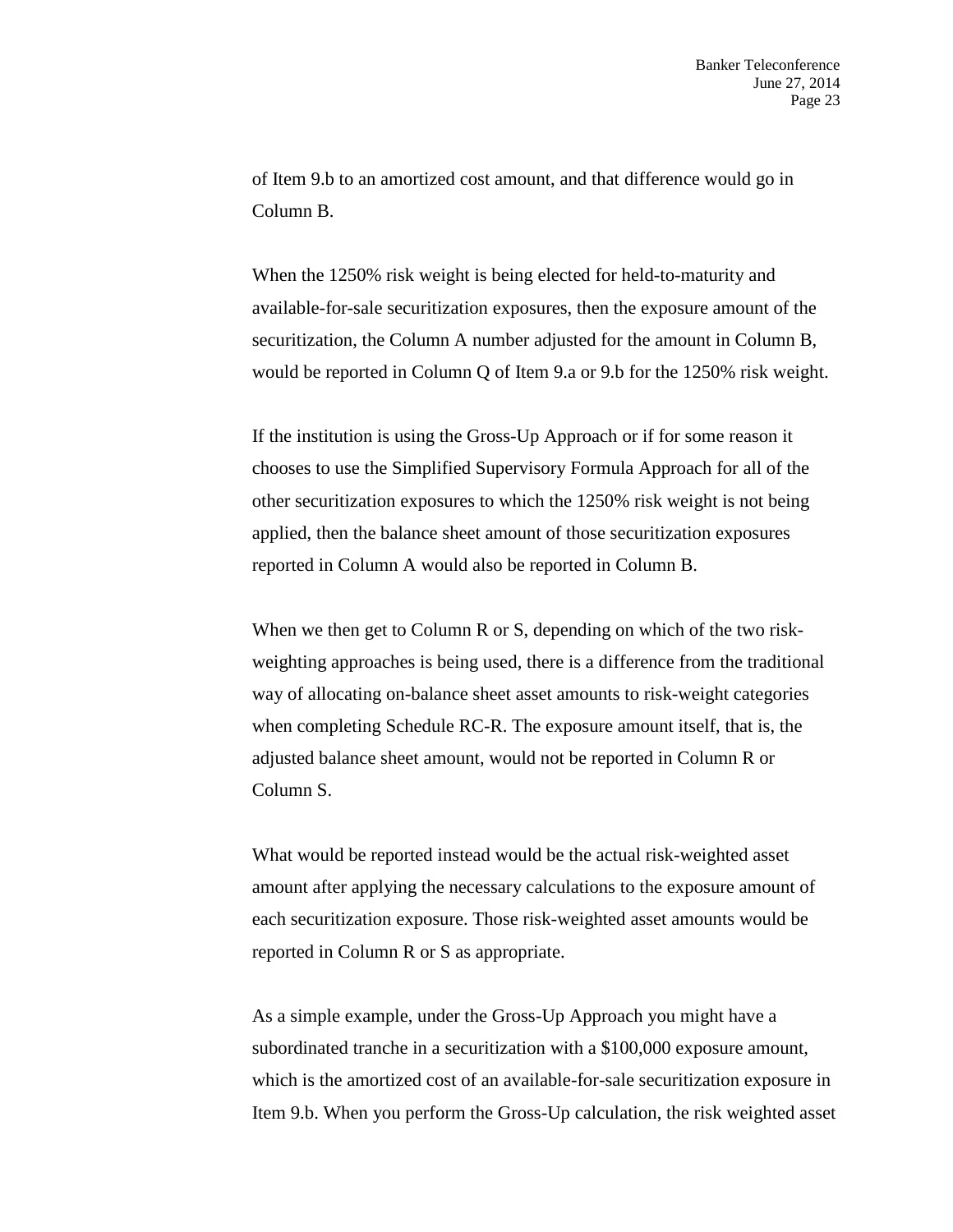of Item 9.b to an amortized cost amount, and that difference would go in Column B.

When the 1250% risk weight is being elected for held-to-maturity and available-for-sale securitization exposures, then the exposure amount of the securitization, the Column A number adjusted for the amount in Column B, would be reported in Column Q of Item 9.a or 9.b for the 1250% risk weight.

If the institution is using the Gross-Up Approach or if for some reason it chooses to use the Simplified Supervisory Formula Approach for all of the other securitization exposures to which the 1250% risk weight is not being applied, then the balance sheet amount of those securitization exposures reported in Column A would also be reported in Column B.

When we then get to Column R or S, depending on which of the two risk-weighting approaches is being used, there is a difference from the traditional way of allocating on-balance sheet asset amounts to risk-weight categories when completing Schedule RC-R. The exposure amount itself, that is, the adjusted balance sheet amount, would not be reported in Column R or Column S.

What would be reported instead would be the actual risk-weighted asset amount after applying the necessary calculations to the exposure amount of each securitization exposure. Those risk-weighted asset amounts would be reported in Column R or S as appropriate.

As a simple example, under the Gross-Up Approach you might have a subordinated tranche in a securitization with a $100,000 exposure amount, which is the amortized cost of an available-for-sale securitization exposure in Item 9.b. When you perform the Gross-Up calculation, the risk weighted asset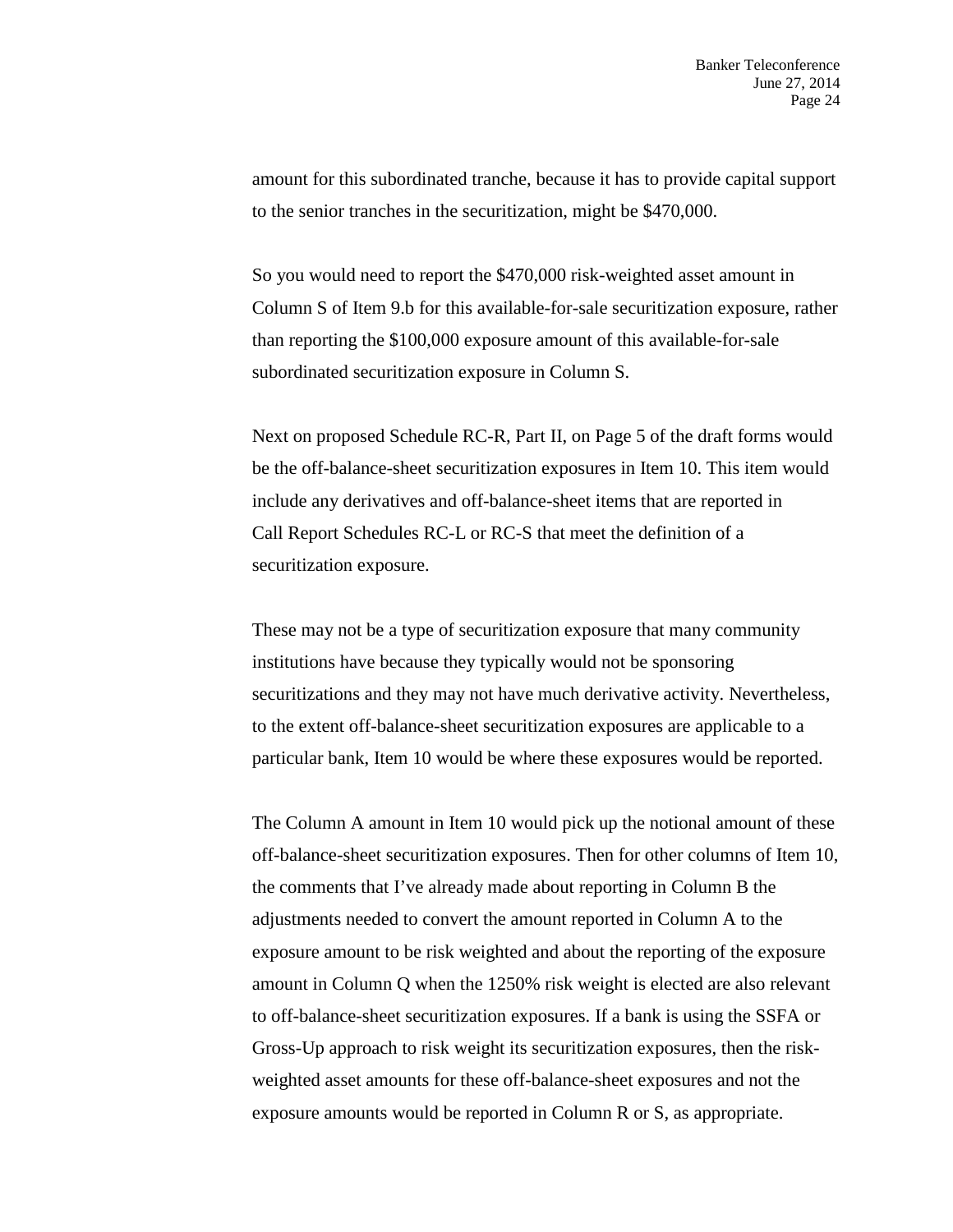amount for this subordinated tranche, because it has to provide capital support to the senior tranches in the securitization, might be $470,000.

So you would need to report the $470,000 risk-weighted asset amount in Column S of Item 9.b for this available-for-sale securitization exposure, rather than reporting the $100,000 exposure amount of this available-for-sale subordinated securitization exposure in Column S.

Next on proposed Schedule RC-R, Part II, on Page 5 of the draft forms would be the off-balance-sheet securitization exposures in Item 10. This item would include any derivatives and off-balance-sheet items that are reported in Call Report Schedules RC-L or RC-S that meet the definition of a securitization exposure.

These may not be a type of securitization exposure that many community institutions have because they typically would not be sponsoring securitizations and they may not have much derivative activity. Nevertheless, to the extent off-balance-sheet securitization exposures are applicable to a particular bank, Item 10 would be where these exposures would be reported.

The Column A amount in Item 10 would pick up the notional amount of these off-balance-sheet securitization exposures. Then for other columns of Item 10, the comments that I've already made about reporting in Column B the adjustments needed to convert the amount reported in Column A to the exposure amount to be risk weighted and about the reporting of the exposure amount in Column Q when the 1250% risk weight is elected are also relevant to off-balance-sheet securitization exposures. If a bank is using the SSFA or Gross-Up approach to risk weight its securitization exposures, then the risk-weighted asset amounts for these off-balance-sheet exposures and not the exposure amounts would be reported in Column R or S, as appropriate.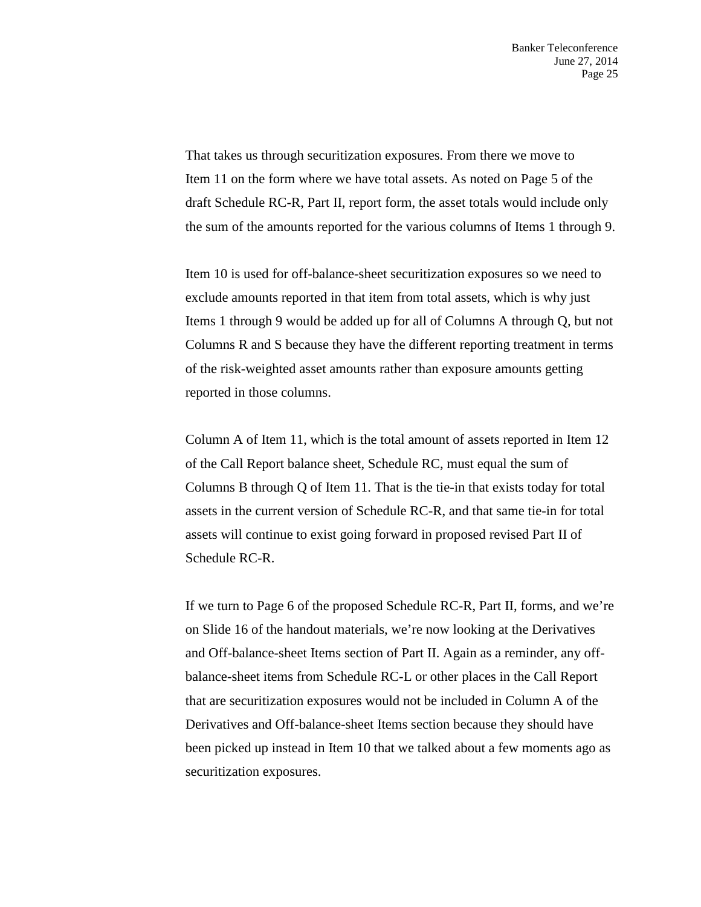That takes us through securitization exposures. From there we move to Item 11 on the form where we have total assets. As noted on Page 5 of the draft Schedule RC-R, Part II, report form, the asset totals would include only the sum of the amounts reported for the various columns of Items 1 through 9.

Item 10 is used for off-balance-sheet securitization exposures so we need to exclude amounts reported in that item from total assets, which is why just Items 1 through 9 would be added up for all of Columns A through Q, but not Columns R and S because they have the different reporting treatment in terms of the risk-weighted asset amounts rather than exposure amounts getting reported in those columns.

Column A of Item 11, which is the total amount of assets reported in Item 12 of the Call Report balance sheet, Schedule RC, must equal the sum of Columns B through Q of Item 11. That is the tie-in that exists today for total assets in the current version of Schedule RC-R, and that same tie-in for total assets will continue to exist going forward in proposed revised Part II of Schedule RC-R.

If we turn to Page 6 of the proposed Schedule RC-R, Part II, forms, and we're on Slide 16 of the handout materials, we're now looking at the Derivatives and Off-balance-sheet Items section of Part II. Again as a reminder, any off-balance-sheet items from Schedule RC-L or other places in the Call Report that are securitization exposures would not be included in Column A of the Derivatives and Off-balance-sheet Items section because they should have been picked up instead in Item 10 that we talked about a few moments ago as securitization exposures.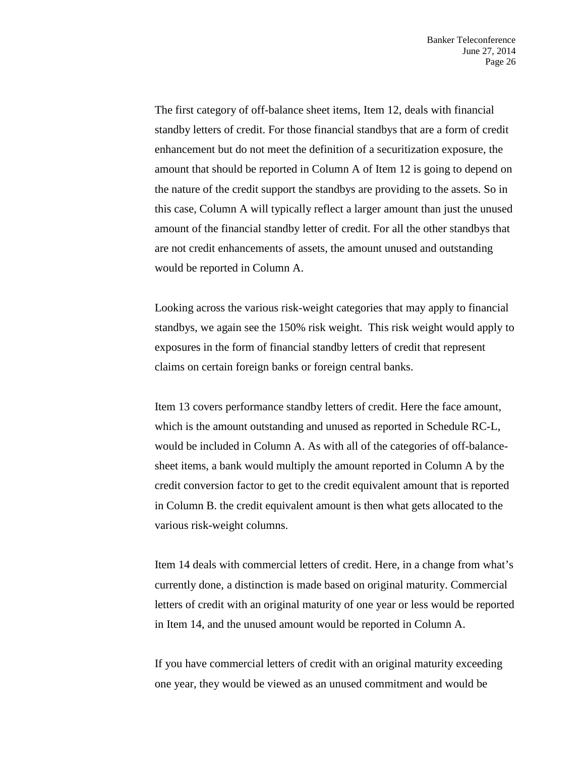The first category of off-balance sheet items, Item 12, deals with financial standby letters of credit. For those financial standbys that are a form of credit enhancement but do not meet the definition of a securitization exposure, the amount that should be reported in Column A of Item 12 is going to depend on the nature of the credit support the standbys are providing to the assets. So in this case, Column A will typically reflect a larger amount than just the unused amount of the financial standby letter of credit. For all the other standbys that are not credit enhancements of assets, the amount unused and outstanding would be reported in Column A.

Looking across the various risk-weight categories that may apply to financial standbys, we again see the 150% risk weight. This risk weight would apply to exposures in the form of financial standby letters of credit that represent claims on certain foreign banks or foreign central banks.

Item 13 covers performance standby letters of credit. Here the face amount, which is the amount outstanding and unused as reported in Schedule RC-L, would be included in Column A. As with all of the categories of off-balance-sheet items, a bank would multiply the amount reported in Column A by the credit conversion factor to get to the credit equivalent amount that is reported in Column B. the credit equivalent amount is then what gets allocated to the various risk-weight columns.

Item 14 deals with commercial letters of credit. Here, in a change from what's currently done, a distinction is made based on original maturity. Commercial letters of credit with an original maturity of one year or less would be reported in Item 14, and the unused amount would be reported in Column A.

If you have commercial letters of credit with an original maturity exceeding one year, they would be viewed as an unused commitment and would be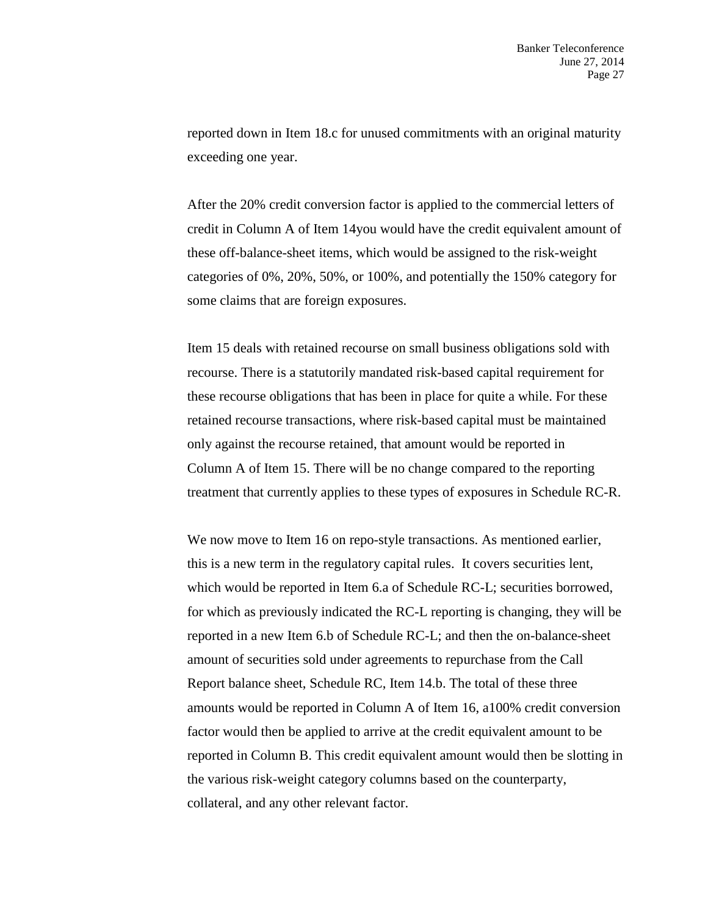reported down in Item 18.c for unused commitments with an original maturity exceeding one year.

After the 20% credit conversion factor is applied to the commercial letters of credit in Column A of Item 14you would have the credit equivalent amount of these off-balance-sheet items, which would be assigned to the risk-weight categories of 0%, 20%, 50%, or 100%, and potentially the 150% category for some claims that are foreign exposures.

Item 15 deals with retained recourse on small business obligations sold with recourse. There is a statutorily mandated risk-based capital requirement for these recourse obligations that has been in place for quite a while. For these retained recourse transactions, where risk-based capital must be maintained only against the recourse retained, that amount would be reported in Column A of Item 15. There will be no change compared to the reporting treatment that currently applies to these types of exposures in Schedule RC-R.

We now move to Item 16 on repo-style transactions. As mentioned earlier, this is a new term in the regulatory capital rules. It covers securities lent, which would be reported in Item 6.a of Schedule RC-L; securities borrowed, for which as previously indicated the RC-L reporting is changing, they will be reported in a new Item 6.b of Schedule RC-L; and then the on-balance-sheet amount of securities sold under agreements to repurchase from the Call Report balance sheet, Schedule RC, Item 14.b. The total of these three amounts would be reported in Column A of Item 16, a100% credit conversion factor would then be applied to arrive at the credit equivalent amount to be reported in Column B. This credit equivalent amount would then be slotting in the various risk-weight category columns based on the counterparty, collateral, and any other relevant factor.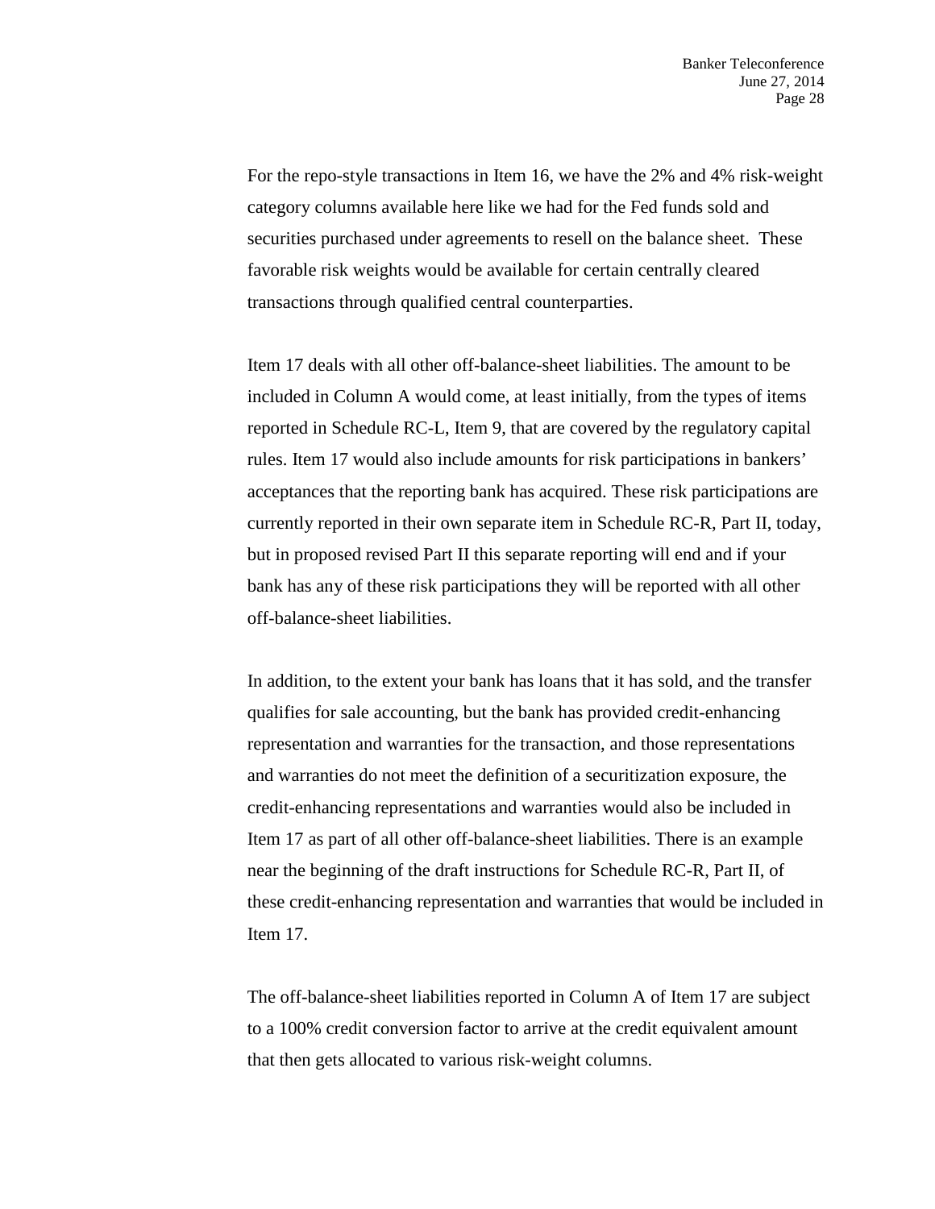For the repo-style transactions in Item 16, we have the 2% and 4% risk-weight category columns available here like we had for the Fed funds sold and securities purchased under agreements to resell on the balance sheet. These favorable risk weights would be available for certain centrally cleared transactions through qualified central counterparties.

Item 17 deals with all other off-balance-sheet liabilities. The amount to be included in Column A would come, at least initially, from the types of items reported in Schedule RC-L, Item 9, that are covered by the regulatory capital rules. Item 17 would also include amounts for risk participations in bankers' acceptances that the reporting bank has acquired. These risk participations are currently reported in their own separate item in Schedule RC-R, Part II, today, but in proposed revised Part II this separate reporting will end and if your bank has any of these risk participations they will be reported with all other off-balance-sheet liabilities.

In addition, to the extent your bank has loans that it has sold, and the transfer qualifies for sale accounting, but the bank has provided credit-enhancing representation and warranties for the transaction, and those representations and warranties do not meet the definition of a securitization exposure, the credit-enhancing representations and warranties would also be included in Item 17 as part of all other off-balance-sheet liabilities. There is an example near the beginning of the draft instructions for Schedule RC-R, Part II, of these credit-enhancing representation and warranties that would be included in Item 17.

The off-balance-sheet liabilities reported in Column A of Item 17 are subject to a 100% credit conversion factor to arrive at the credit equivalent amount that then gets allocated to various risk-weight columns.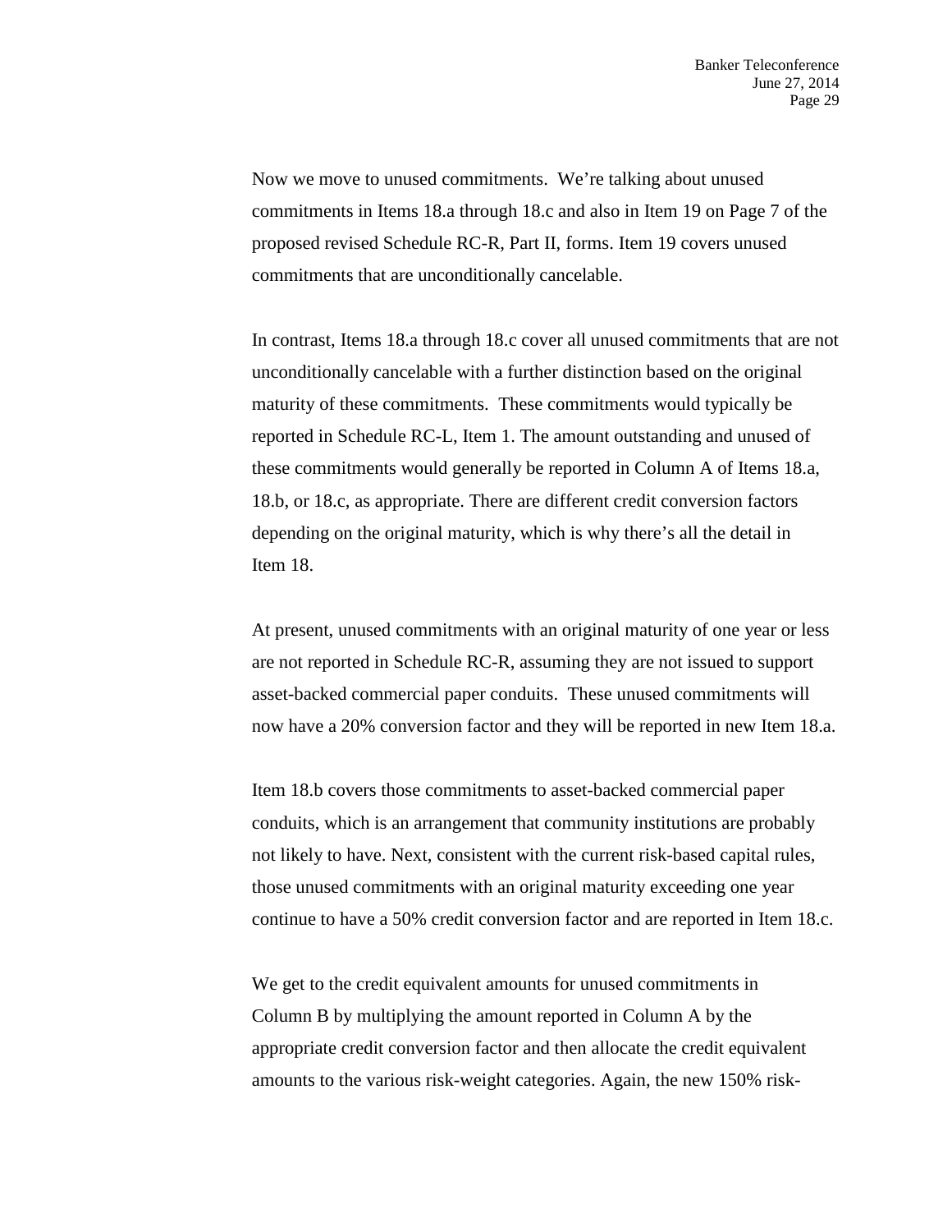Now we move to unused commitments. We're talking about unused commitments in Items 18.a through 18.c and also in Item 19 on Page 7 of the proposed revised Schedule RC-R, Part II, forms. Item 19 covers unused commitments that are unconditionally cancelable.

In contrast, Items 18.a through 18.c cover all unused commitments that are not unconditionally cancelable with a further distinction based on the original maturity of these commitments. These commitments would typically be reported in Schedule RC-L, Item 1. The amount outstanding and unused of these commitments would generally be reported in Column A of Items 18.a, 18.b, or 18.c, as appropriate. There are different credit conversion factors depending on the original maturity, which is why there's all the detail in Item 18.

At present, unused commitments with an original maturity of one year or less are not reported in Schedule RC-R, assuming they are not issued to support asset-backed commercial paper conduits. These unused commitments will now have a 20% conversion factor and they will be reported in new Item 18.a.

Item 18.b covers those commitments to asset-backed commercial paper conduits, which is an arrangement that community institutions are probably not likely to have. Next, consistent with the current risk-based capital rules, those unused commitments with an original maturity exceeding one year continue to have a 50% credit conversion factor and are reported in Item 18.c.

We get to the credit equivalent amounts for unused commitments in Column B by multiplying the amount reported in Column A by the appropriate credit conversion factor and then allocate the credit equivalent amounts to the various risk-weight categories. Again, the new 150% risk-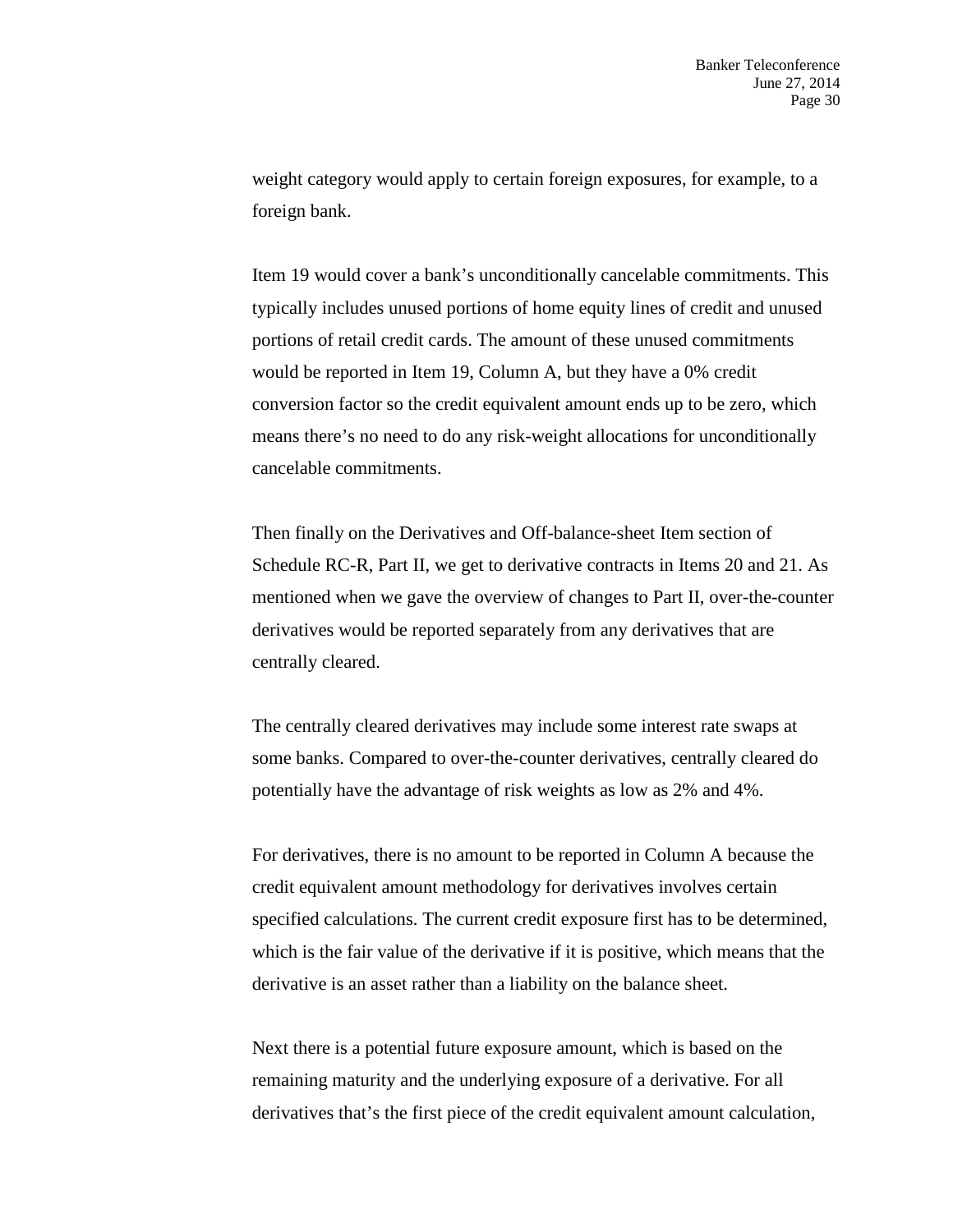weight category would apply to certain foreign exposures, for example, to a foreign bank.

Item 19 would cover a bank's unconditionally cancelable commitments. This typically includes unused portions of home equity lines of credit and unused portions of retail credit cards. The amount of these unused commitments would be reported in Item 19, Column A, but they have a 0% credit conversion factor so the credit equivalent amount ends up to be zero, which means there's no need to do any risk-weight allocations for unconditionally cancelable commitments.

Then finally on the Derivatives and Off-balance-sheet Item section of Schedule RC-R, Part II, we get to derivative contracts in Items 20 and 21. As mentioned when we gave the overview of changes to Part II, over-the-counter derivatives would be reported separately from any derivatives that are centrally cleared.

The centrally cleared derivatives may include some interest rate swaps at some banks. Compared to over-the-counter derivatives, centrally cleared do potentially have the advantage of risk weights as low as 2% and 4%.

For derivatives, there is no amount to be reported in Column A because the credit equivalent amount methodology for derivatives involves certain specified calculations. The current credit exposure first has to be determined, which is the fair value of the derivative if it is positive, which means that the derivative is an asset rather than a liability on the balance sheet.

Next there is a potential future exposure amount, which is based on the remaining maturity and the underlying exposure of a derivative. For all derivatives that's the first piece of the credit equivalent amount calculation,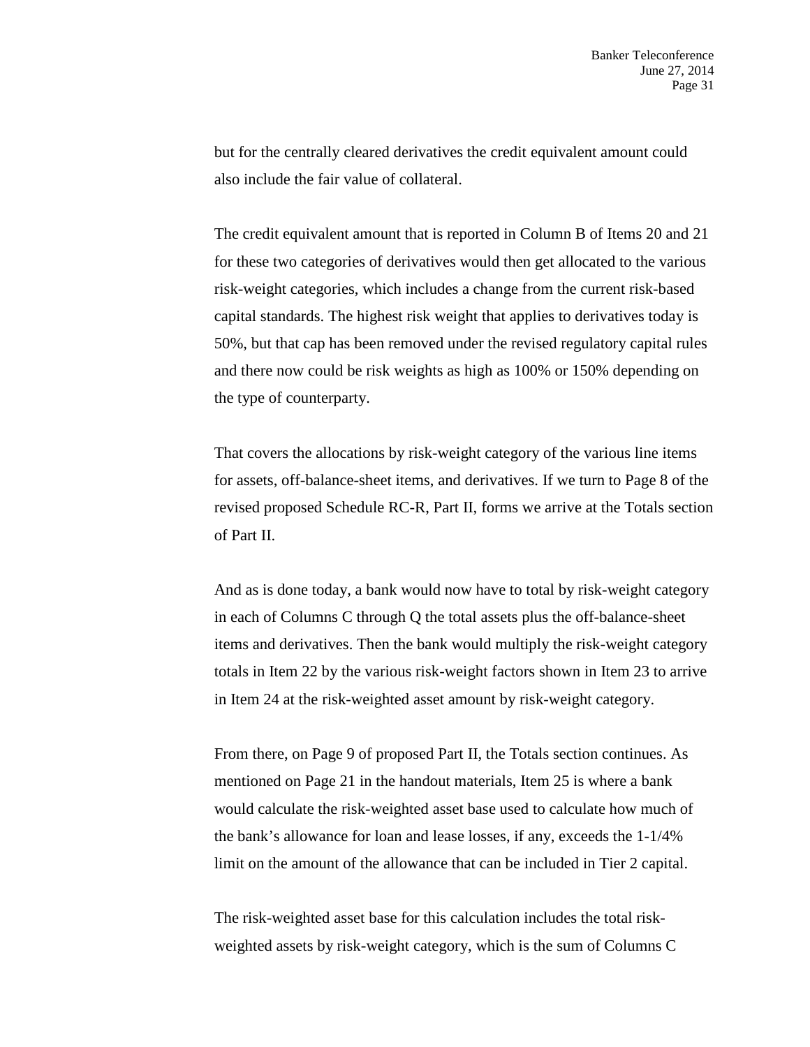but for the centrally cleared derivatives the credit equivalent amount could also include the fair value of collateral.

The credit equivalent amount that is reported in Column B of Items 20 and 21 for these two categories of derivatives would then get allocated to the various risk-weight categories, which includes a change from the current risk-based capital standards. The highest risk weight that applies to derivatives today is 50%, but that cap has been removed under the revised regulatory capital rules and there now could be risk weights as high as 100% or 150% depending on the type of counterparty.

That covers the allocations by risk-weight category of the various line items for assets, off-balance-sheet items, and derivatives. If we turn to Page 8 of the revised proposed Schedule RC-R, Part II, forms we arrive at the Totals section of Part II.

And as is done today, a bank would now have to total by risk-weight category in each of Columns C through Q the total assets plus the off-balance-sheet items and derivatives. Then the bank would multiply the risk-weight category totals in Item 22 by the various risk-weight factors shown in Item 23 to arrive in Item 24 at the risk-weighted asset amount by risk-weight category.

From there, on Page 9 of proposed Part II, the Totals section continues. As mentioned on Page 21 in the handout materials, Item 25 is where a bank would calculate the risk-weighted asset base used to calculate how much of the bank's allowance for loan and lease losses, if any, exceeds the 1-1/4% limit on the amount of the allowance that can be included in Tier 2 capital.

The risk-weighted asset base for this calculation includes the total risk-weighted assets by risk-weight category, which is the sum of Columns C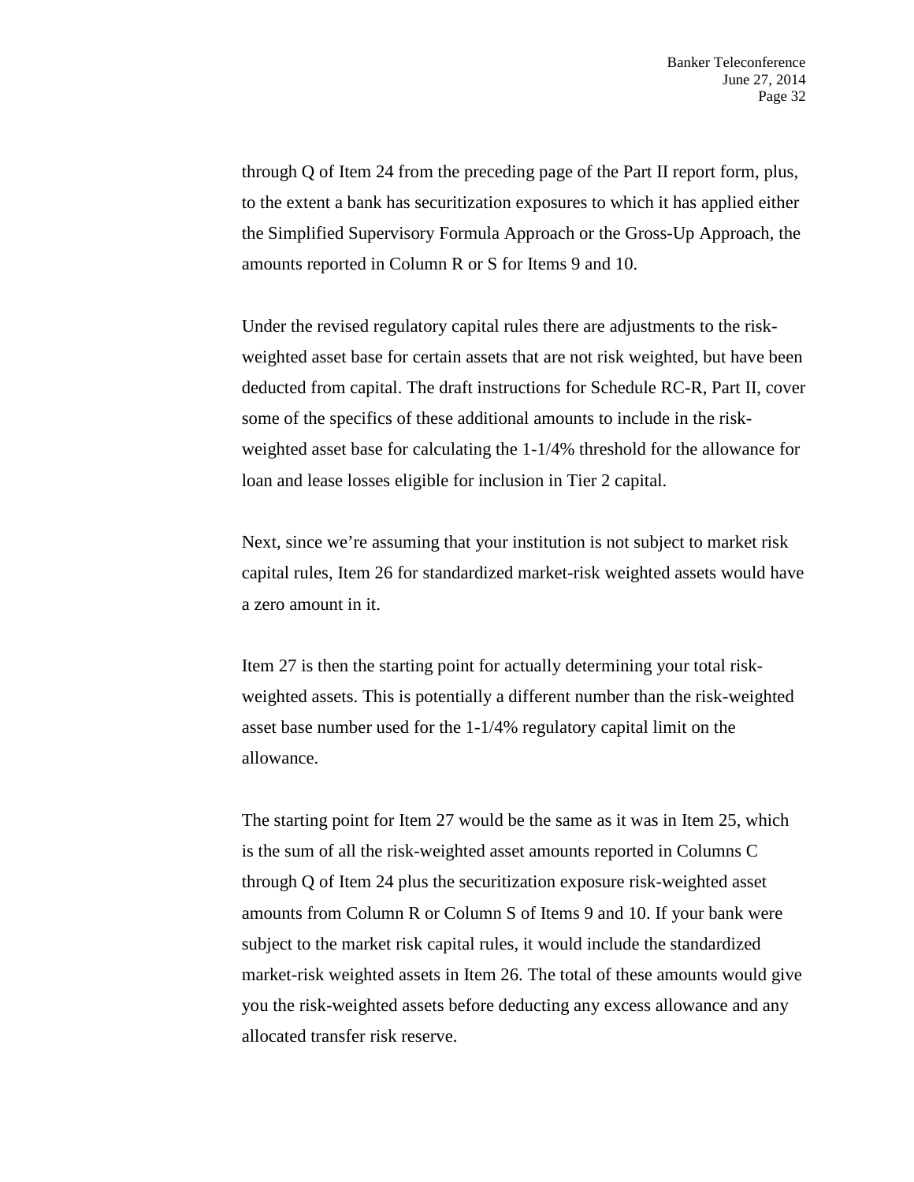through Q of Item 24 from the preceding page of the Part II report form, plus, to the extent a bank has securitization exposures to which it has applied either the Simplified Supervisory Formula Approach or the Gross-Up Approach, the amounts reported in Column R or S for Items 9 and 10.

Under the revised regulatory capital rules there are adjustments to the risk-weighted asset base for certain assets that are not risk weighted, but have been deducted from capital. The draft instructions for Schedule RC-R, Part II, cover some of the specifics of these additional amounts to include in the risk-weighted asset base for calculating the 1-1/4% threshold for the allowance for loan and lease losses eligible for inclusion in Tier 2 capital.

Next, since we're assuming that your institution is not subject to market risk capital rules, Item 26 for standardized market-risk weighted assets would have a zero amount in it.

Item 27 is then the starting point for actually determining your total risk-weighted assets. This is potentially a different number than the risk-weighted asset base number used for the 1-1/4% regulatory capital limit on the allowance.

The starting point for Item 27 would be the same as it was in Item 25, which is the sum of all the risk-weighted asset amounts reported in Columns C through Q of Item 24 plus the securitization exposure risk-weighted asset amounts from Column R or Column S of Items 9 and 10. If your bank were subject to the market risk capital rules, it would include the standardized market-risk weighted assets in Item 26. The total of these amounts would give you the risk-weighted assets before deducting any excess allowance and any allocated transfer risk reserve.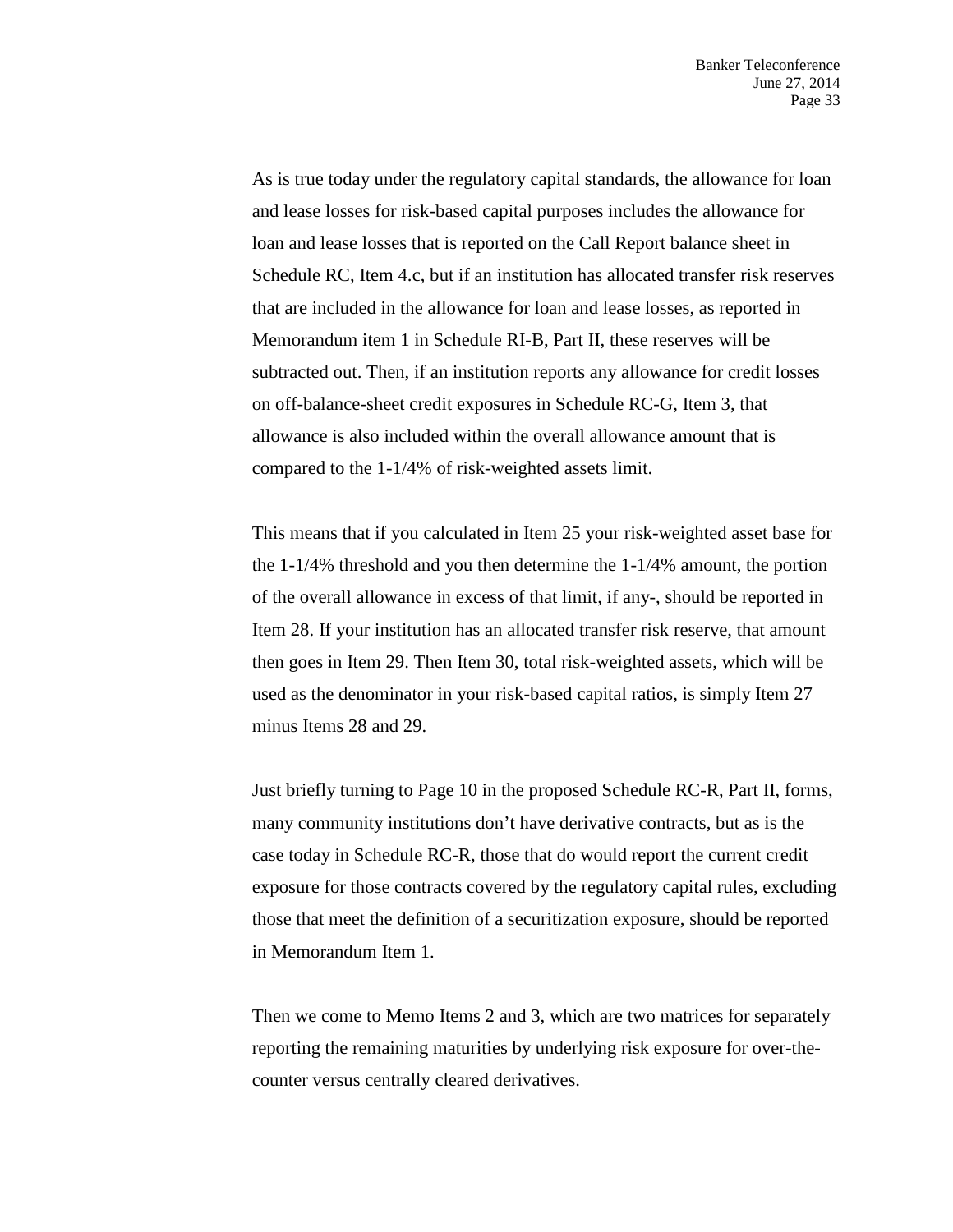As is true today under the regulatory capital standards, the allowance for loan and lease losses for risk-based capital purposes includes the allowance for loan and lease losses that is reported on the Call Report balance sheet in Schedule RC, Item 4.c, but if an institution has allocated transfer risk reserves that are included in the allowance for loan and lease losses, as reported in Memorandum item 1 in Schedule RI-B, Part II, these reserves will be subtracted out. Then, if an institution reports any allowance for credit losses on off-balance-sheet credit exposures in Schedule RC-G, Item 3, that allowance is also included within the overall allowance amount that is compared to the 1-1/4% of risk-weighted assets limit.

This means that if you calculated in Item 25 your risk-weighted asset base for the 1-1/4% threshold and you then determine the 1-1/4% amount, the portion of the overall allowance in excess of that limit, if any-, should be reported in Item 28. If your institution has an allocated transfer risk reserve, that amount then goes in Item 29. Then Item 30, total risk-weighted assets, which will be used as the denominator in your risk-based capital ratios, is simply Item 27 minus Items 28 and 29.

Just briefly turning to Page 10 in the proposed Schedule RC-R, Part II, forms, many community institutions don't have derivative contracts, but as is the case today in Schedule RC-R, those that do would report the current credit exposure for those contracts covered by the regulatory capital rules, excluding those that meet the definition of a securitization exposure, should be reported in Memorandum Item 1.

Then we come to Memo Items 2 and 3, which are two matrices for separately reporting the remaining maturities by underlying risk exposure for over-the-counter versus centrally cleared derivatives.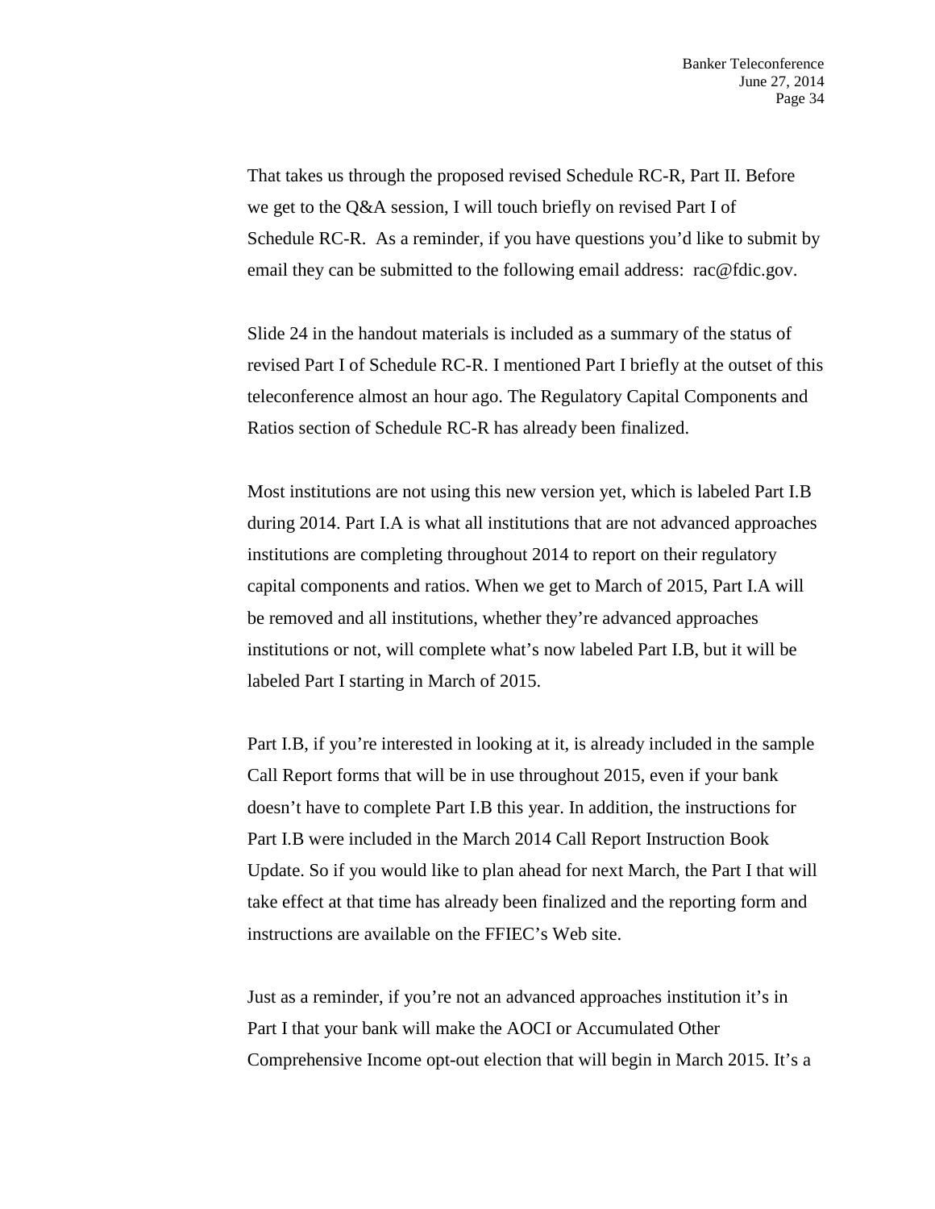That takes us through the proposed revised Schedule RC-R, Part II. Before we get to the Q&A session, I will touch briefly on revised Part I of Schedule RC-R. As a reminder, if you have questions you'd like to submit by email they can be submitted to the following email address: rac@fdic.gov.

Slide 24 in the handout materials is included as a summary of the status of revised Part I of Schedule RC-R. I mentioned Part I briefly at the outset of this teleconference almost an hour ago. The Regulatory Capital Components and Ratios section of Schedule RC-R has already been finalized.

Most institutions are not using this new version yet, which is labeled Part I.B during 2014. Part I.A is what all institutions that are not advanced approaches institutions are completing throughout 2014 to report on their regulatory capital components and ratios. When we get to March of 2015, Part I.A will be removed and all institutions, whether they're advanced approaches institutions or not, will complete what's now labeled Part I.B, but it will be labeled Part I starting in March of 2015.

Part I.B, if you're interested in looking at it, is already included in the sample Call Report forms that will be in use throughout 2015, even if your bank doesn't have to complete Part I.B this year. In addition, the instructions for Part I.B were included in the March 2014 Call Report Instruction Book Update. So if you would like to plan ahead for next March, the Part I that will take effect at that time has already been finalized and the reporting form and instructions are available on the FFIEC's Web site.

Just as a reminder, if you're not an advanced approaches institution it's in Part I that your bank will make the AOCI or Accumulated Other Comprehensive Income opt-out election that will begin in March 2015. It's a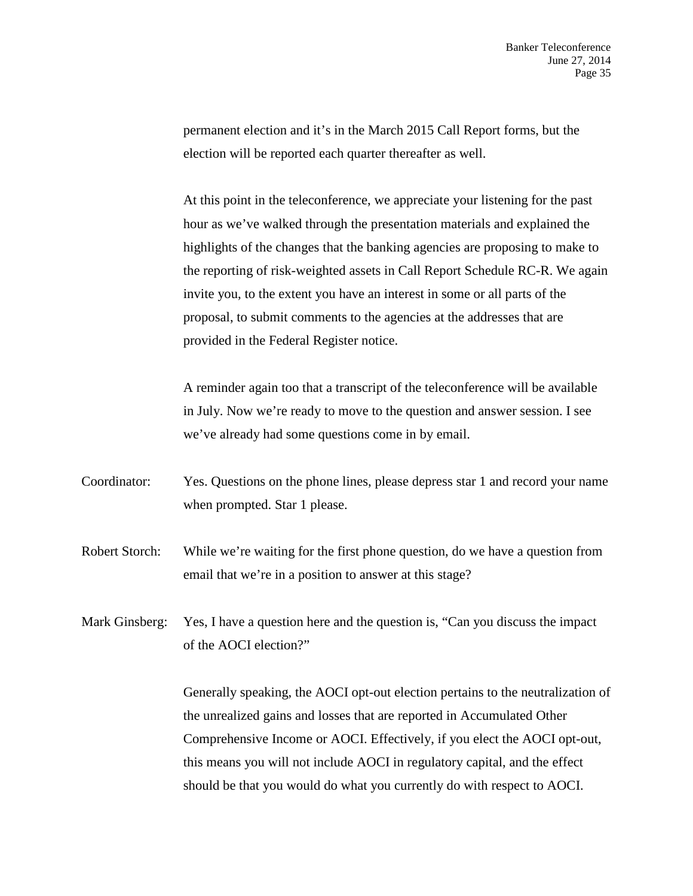permanent election and it's in the March 2015 Call Report forms, but the election will be reported each quarter thereafter as well.

At this point in the teleconference, we appreciate your listening for the past hour as we've walked through the presentation materials and explained the highlights of the changes that the banking agencies are proposing to make to the reporting of risk-weighted assets in Call Report Schedule RC-R. We again invite you, to the extent you have an interest in some or all parts of the proposal, to submit comments to the agencies at the addresses that are provided in the Federal Register notice.

A reminder again too that a transcript of the teleconference will be available in July. Now we're ready to move to the question and answer session. I see we've already had some questions come in by email.

Coordinator: Yes. Questions on the phone lines, please depress star 1 and record your name when prompted. Star 1 please.

Robert Storch: While we're waiting for the first phone question, do we have a question from email that we're in a position to answer at this stage?

Mark Ginsberg: Yes, I have a question here and the question is, "Can you discuss the impact of the AOCI election?"

Generally speaking, the AOCI opt-out election pertains to the neutralization of the unrealized gains and losses that are reported in Accumulated Other Comprehensive Income or AOCI. Effectively, if you elect the AOCI opt-out, this means you will not include AOCI in regulatory capital, and the effect should be that you would do what you currently do with respect to AOCI.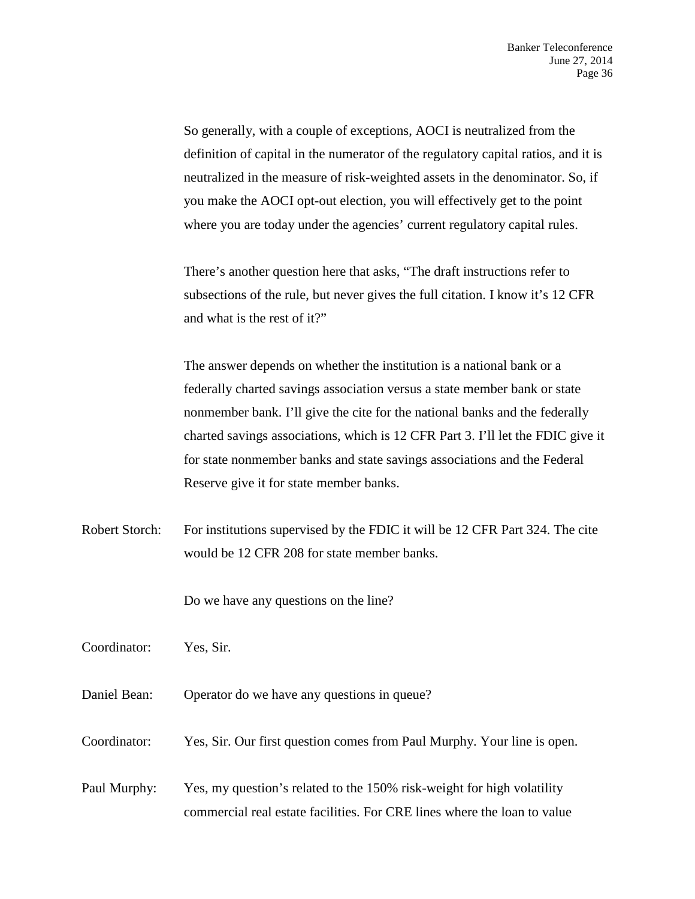So generally, with a couple of exceptions, AOCI is neutralized from the definition of capital in the numerator of the regulatory capital ratios, and it is neutralized in the measure of risk-weighted assets in the denominator. So, if you make the AOCI opt-out election, you will effectively get to the point where you are today under the agencies' current regulatory capital rules.

There's another question here that asks, "The draft instructions refer to subsections of the rule, but never gives the full citation. I know it's 12 CFR and what is the rest of it?"

The answer depends on whether the institution is a national bank or a federally charted savings association versus a state member bank or state nonmember bank. I'll give the cite for the national banks and the federally charted savings associations, which is 12 CFR Part 3. I'll let the FDIC give it for state nonmember banks and state savings associations and the Federal Reserve give it for state member banks.

Robert Storch: For institutions supervised by the FDIC it will be 12 CFR Part 324. The cite would be 12 CFR 208 for state member banks.

Do we have any questions on the line?

Coordinator: Yes, Sir.

Daniel Bean: Operator do we have any questions in queue?

Coordinator: Yes, Sir. Our first question comes from Paul Murphy. Your line is open.

Paul Murphy: Yes, my question's related to the 150% risk-weight for high volatility commercial real estate facilities. For CRE lines where the loan to value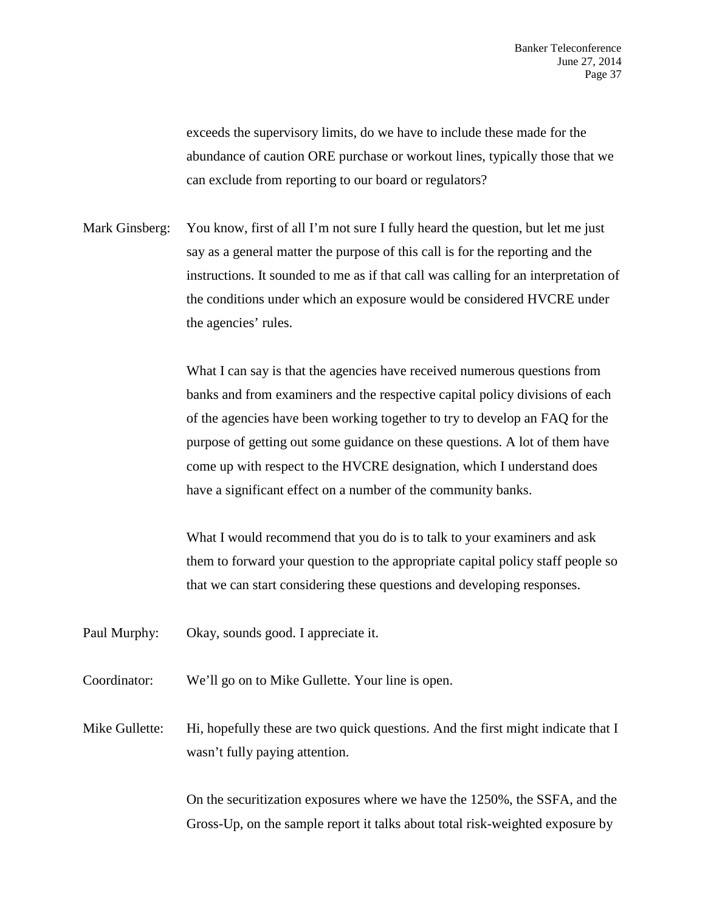exceeds the supervisory limits, do we have to include these made for the abundance of caution ORE purchase or workout lines, typically those that we can exclude from reporting to our board or regulators?

Mark Ginsberg: You know, first of all I'm not sure I fully heard the question, but let me just say as a general matter the purpose of this call is for the reporting and the instructions. It sounded to me as if that call was calling for an interpretation of the conditions under which an exposure would be considered HVCRE under the agencies' rules.

What I can say is that the agencies have received numerous questions from banks and from examiners and the respective capital policy divisions of each of the agencies have been working together to try to develop an FAQ for the purpose of getting out some guidance on these questions. A lot of them have come up with respect to the HVCRE designation, which I understand does have a significant effect on a number of the community banks.

What I would recommend that you do is to talk to your examiners and ask them to forward your question to the appropriate capital policy staff people so that we can start considering these questions and developing responses.

Paul Murphy: Okay, sounds good. I appreciate it.

Coordinator: We'll go on to Mike Gullette. Your line is open.

Mike Gullette: Hi, hopefully these are two quick questions. And the first might indicate that I wasn't fully paying attention.

On the securitization exposures where we have the 1250%, the SSFA, and the Gross-Up, on the sample report it talks about total risk-weighted exposure by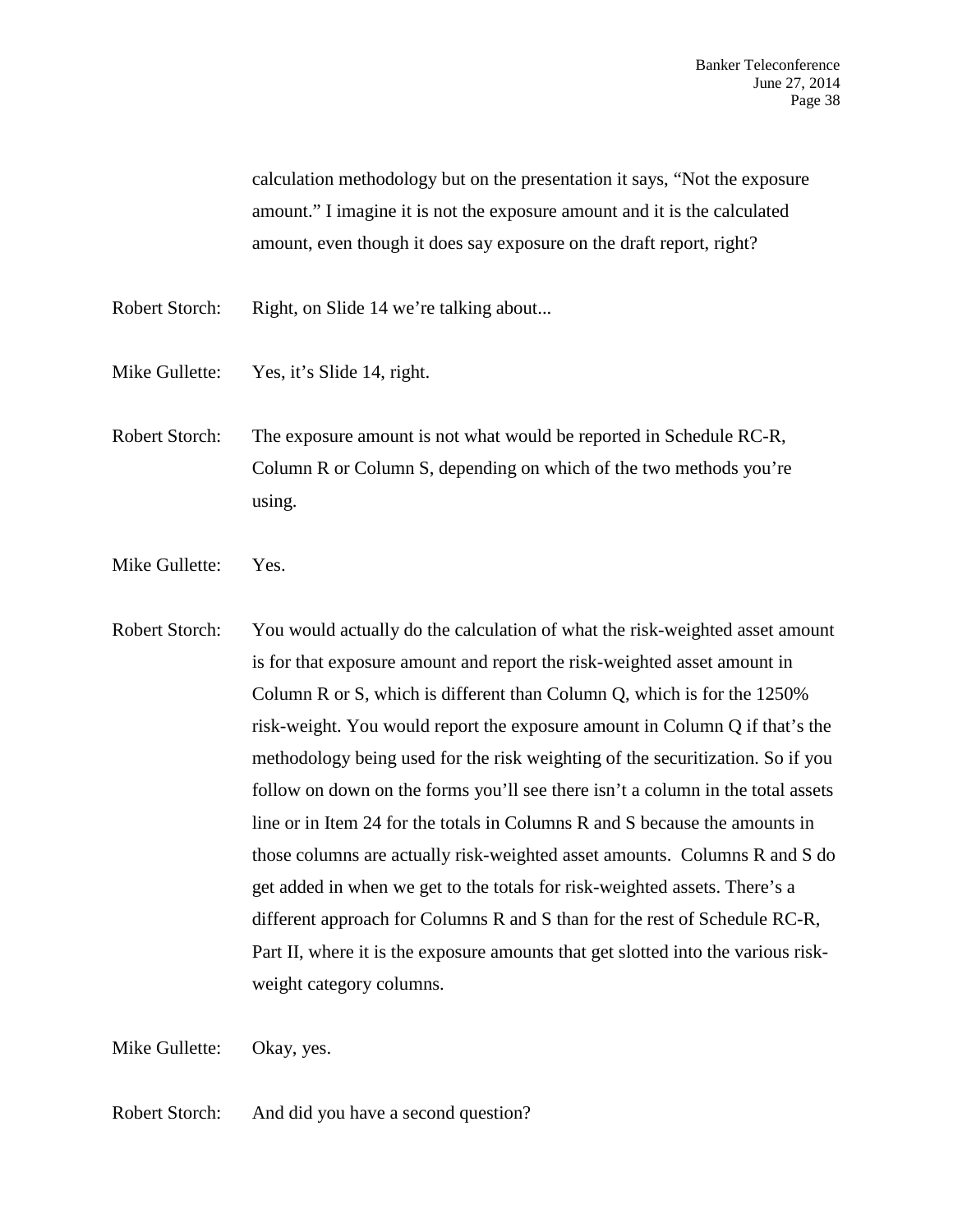calculation methodology but on the presentation it says, "Not the exposure amount." I imagine it is not the exposure amount and it is the calculated amount, even though it does say exposure on the draft report, right?

Robert Storch: Right, on Slide 14 we're talking about...

Mike Gullette: Yes, it's Slide 14, right.

Robert Storch: The exposure amount is not what would be reported in Schedule RC-R, Column R or Column S, depending on which of the two methods you're using.

Mike Gullette: Yes.

Robert Storch: You would actually do the calculation of what the risk-weighted asset amount is for that exposure amount and report the risk-weighted asset amount in Column R or S, which is different than Column Q, which is for the 1250% risk-weight. You would report the exposure amount in Column Q if that's the methodology being used for the risk weighting of the securitization. So if you follow on down on the forms you'll see there isn't a column in the total assets line or in Item 24 for the totals in Columns R and S because the amounts in those columns are actually risk-weighted asset amounts. Columns R and S do get added in when we get to the totals for risk-weighted assets. There's a different approach for Columns R and S than for the rest of Schedule RC-R, Part II, where it is the exposure amounts that get slotted into the various risk-weight category columns.

Mike Gullette: Okay, yes.

Robert Storch: And did you have a second question?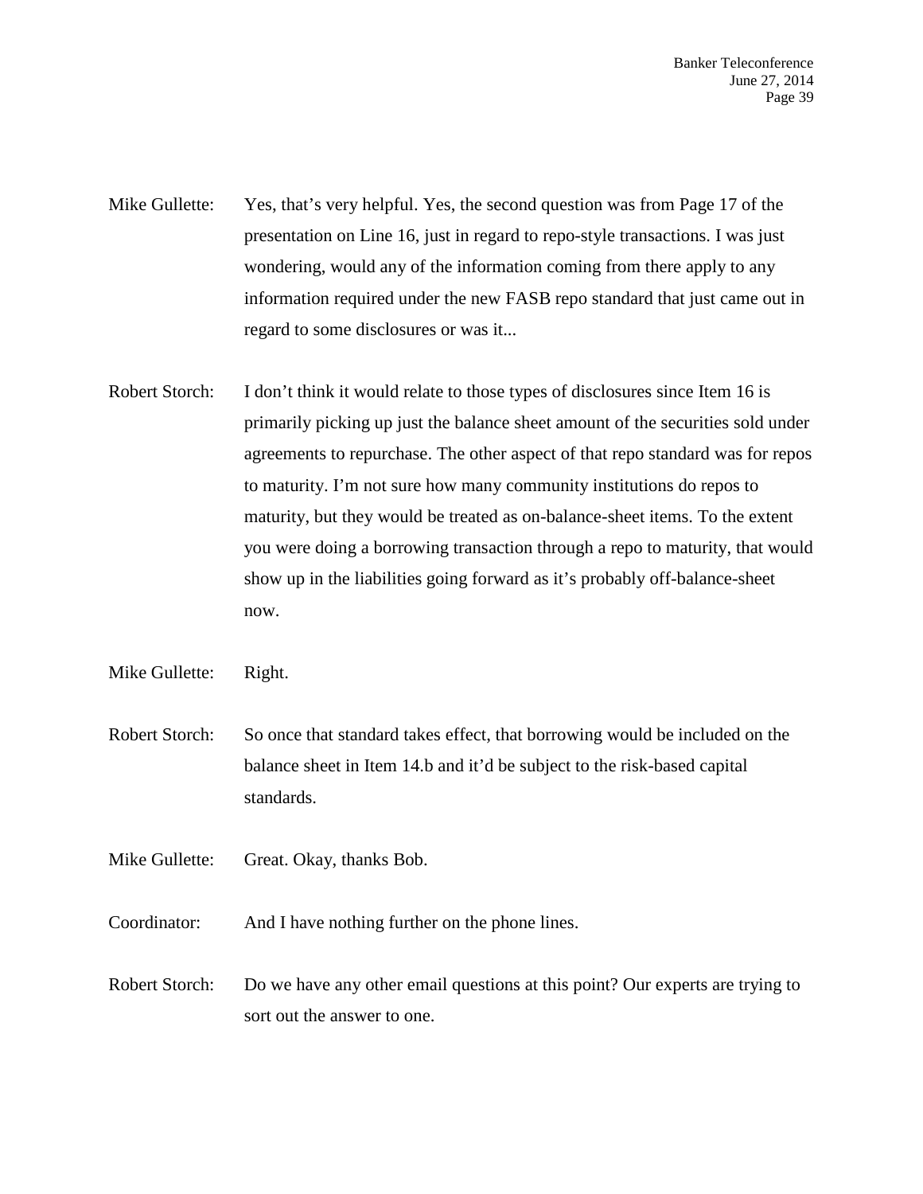Mike Gullette: Yes, that's very helpful. Yes, the second question was from Page 17 of the presentation on Line 16, just in regard to repo-style transactions. I was just wondering, would any of the information coming from there apply to any information required under the new FASB repo standard that just came out in regard to some disclosures or was it...

Robert Storch: I don't think it would relate to those types of disclosures since Item 16 is primarily picking up just the balance sheet amount of the securities sold under agreements to repurchase. The other aspect of that repo standard was for repos to maturity. I'm not sure how many community institutions do repos to maturity, but they would be treated as on-balance-sheet items. To the extent you were doing a borrowing transaction through a repo to maturity, that would show up in the liabilities going forward as it's probably off-balance-sheet now.

Mike Gullette: Right.

Robert Storch: So once that standard takes effect, that borrowing would be included on the balance sheet in Item 14.b and it'd be subject to the risk-based capital standards.

Mike Gullette: Great. Okay, thanks Bob.

Coordinator: And I have nothing further on the phone lines.

Robert Storch: Do we have any other email questions at this point? Our experts are trying to sort out the answer to one.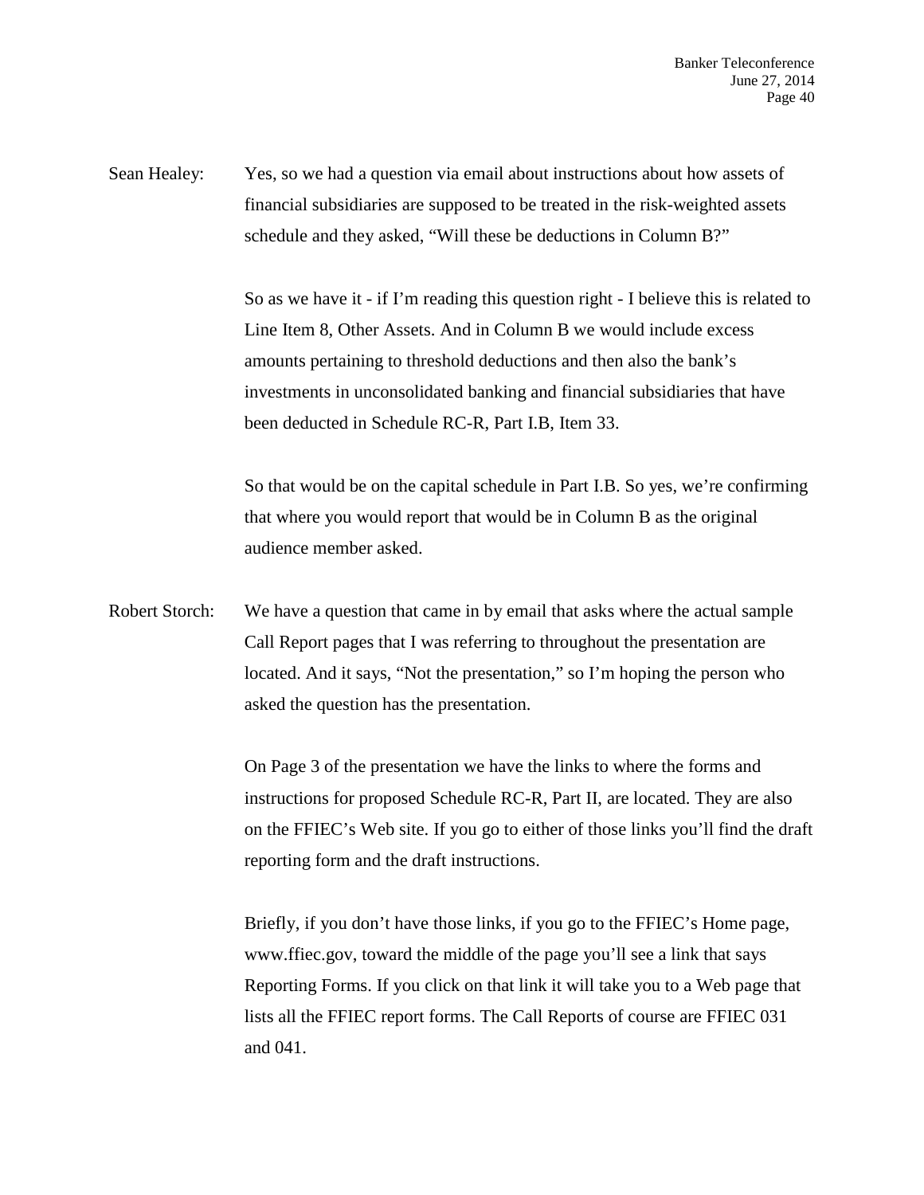Sean Healey: Yes, so we had a question via email about instructions about how assets of financial subsidiaries are supposed to be treated in the risk-weighted assets schedule and they asked, "Will these be deductions in Column B?"

So as we have it - if I'm reading this question right - I believe this is related to Line Item 8, Other Assets. And in Column B we would include excess amounts pertaining to threshold deductions and then also the bank's investments in unconsolidated banking and financial subsidiaries that have been deducted in Schedule RC-R, Part I.B, Item 33.

So that would be on the capital schedule in Part I.B. So yes, we're confirming that where you would report that would be in Column B as the original audience member asked.

Robert Storch: We have a question that came in by email that asks where the actual sample Call Report pages that I was referring to throughout the presentation are located. And it says, "Not the presentation," so I'm hoping the person who asked the question has the presentation.

On Page 3 of the presentation we have the links to where the forms and instructions for proposed Schedule RC-R, Part II, are located. They are also on the FFIEC's Web site. If you go to either of those links you'll find the draft reporting form and the draft instructions.

Briefly, if you don't have those links, if you go to the FFIEC's Home page, www.ffiec.gov, toward the middle of the page you'll see a link that says Reporting Forms. If you click on that link it will take you to a Web page that lists all the FFIEC report forms. The Call Reports of course are FFIEC 031 and 041.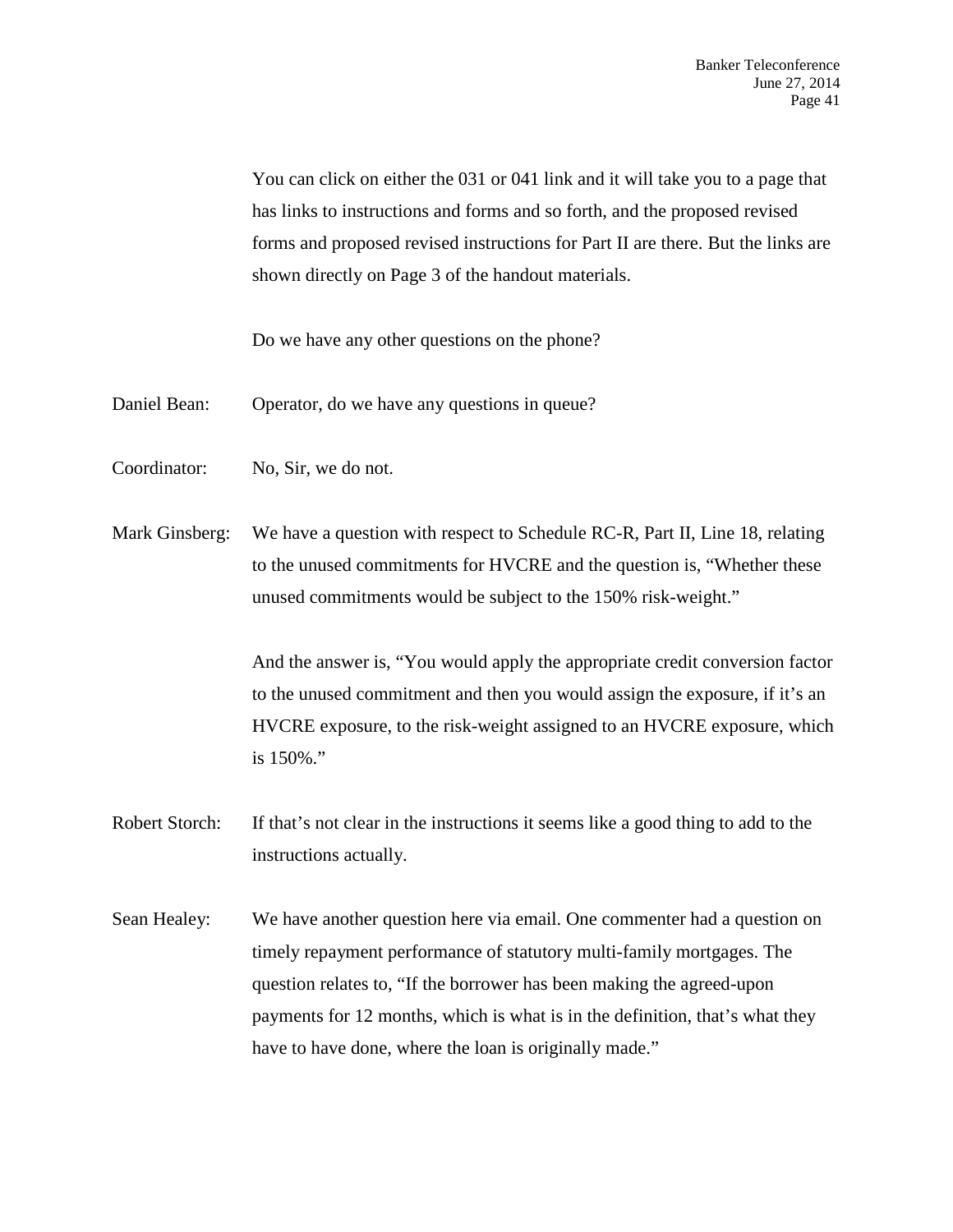You can click on either the 031 or 041 link and it will take you to a page that has links to instructions and forms and so forth, and the proposed revised forms and proposed revised instructions for Part II are there. But the links are shown directly on Page 3 of the handout materials.

Do we have any other questions on the phone?

Daniel Bean: Operator, do we have any questions in queue?

Coordinator: No, Sir, we do not.

Mark Ginsberg: We have a question with respect to Schedule RC-R, Part II, Line 18, relating to the unused commitments for HVCRE and the question is, "Whether these unused commitments would be subject to the 150% risk-weight."

And the answer is, "You would apply the appropriate credit conversion factor to the unused commitment and then you would assign the exposure, if it's an HVCRE exposure, to the risk-weight assigned to an HVCRE exposure, which is 150%."

Robert Storch: If that's not clear in the instructions it seems like a good thing to add to the instructions actually.

Sean Healey: We have another question here via email. One commenter had a question on timely repayment performance of statutory multi-family mortgages. The question relates to, "If the borrower has been making the agreed-upon payments for 12 months, which is what is in the definition, that's what they have to have done, where the loan is originally made."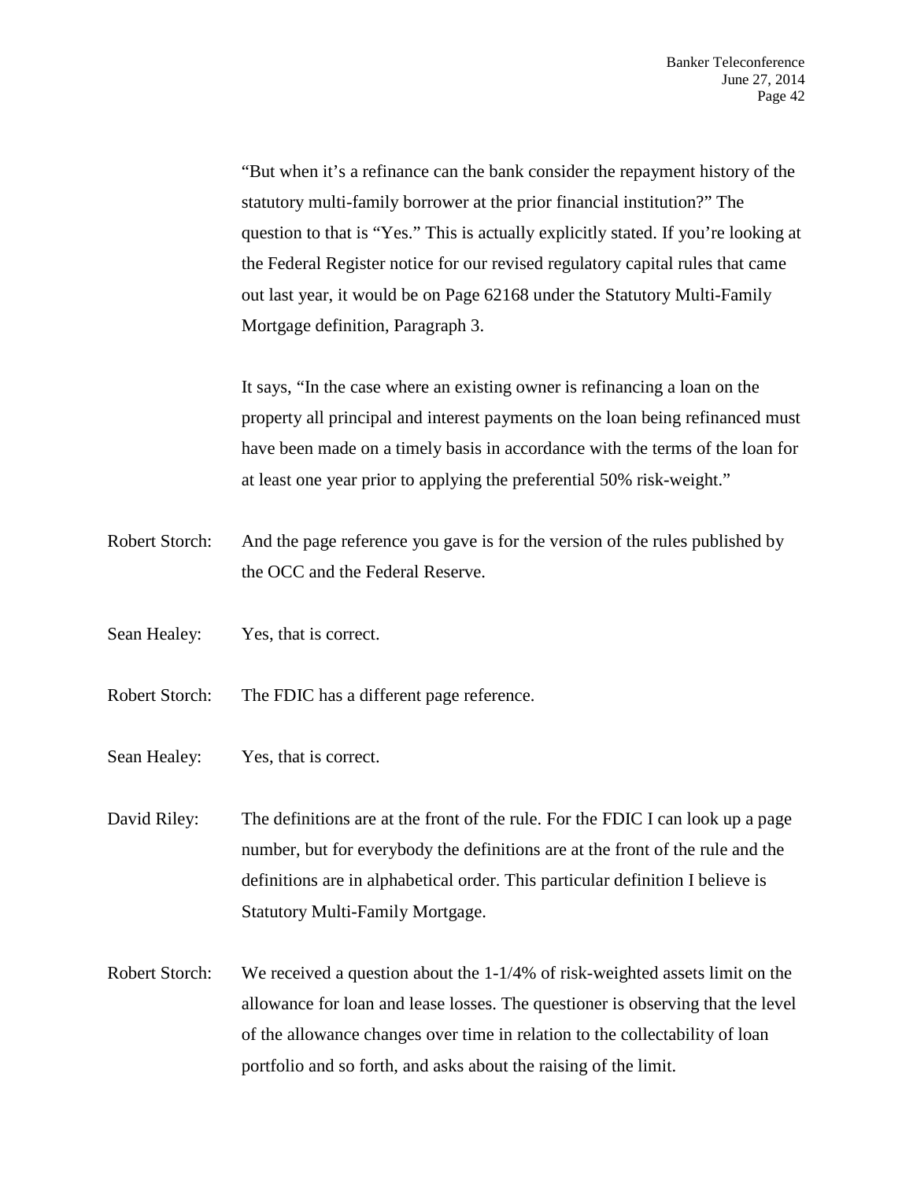"But when it's a refinance can the bank consider the repayment history of the statutory multi-family borrower at the prior financial institution?" The question to that is "Yes." This is actually explicitly stated. If you're looking at the Federal Register notice for our revised regulatory capital rules that came out last year, it would be on Page 62168 under the Statutory Multi-Family Mortgage definition, Paragraph 3.

It says, "In the case where an existing owner is refinancing a loan on the property all principal and interest payments on the loan being refinanced must have been made on a timely basis in accordance with the terms of the loan for at least one year prior to applying the preferential 50% risk-weight."

Robert Storch: And the page reference you gave is for the version of the rules published by the OCC and the Federal Reserve.

Sean Healey: Yes, that is correct.

Robert Storch: The FDIC has a different page reference.

Sean Healey: Yes, that is correct.

David Riley: The definitions are at the front of the rule. For the FDIC I can look up a page number, but for everybody the definitions are at the front of the rule and the definitions are in alphabetical order. This particular definition I believe is Statutory Multi-Family Mortgage.

Robert Storch: We received a question about the 1-1/4% of risk-weighted assets limit on the allowance for loan and lease losses. The questioner is observing that the level of the allowance changes over time in relation to the collectability of loan portfolio and so forth, and asks about the raising of the limit.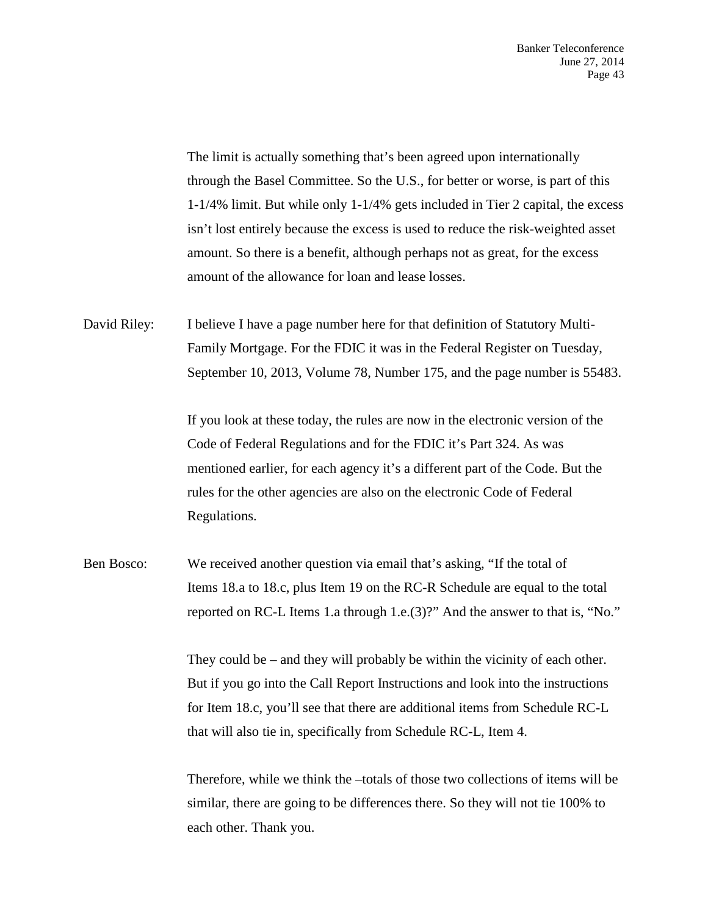The limit is actually something that's been agreed upon internationally through the Basel Committee. So the U.S., for better or worse, is part of this 1-1/4% limit. But while only 1-1/4% gets included in Tier 2 capital, the excess isn't lost entirely because the excess is used to reduce the risk-weighted asset amount. So there is a benefit, although perhaps not as great, for the excess amount of the allowance for loan and lease losses.

David Riley: I believe I have a page number here for that definition of Statutory Multi-Family Mortgage. For the FDIC it was in the Federal Register on Tuesday, September 10, 2013, Volume 78, Number 175, and the page number is 55483.

If you look at these today, the rules are now in the electronic version of the Code of Federal Regulations and for the FDIC it's Part 324. As was mentioned earlier, for each agency it's a different part of the Code. But the rules for the other agencies are also on the electronic Code of Federal Regulations.

Ben Bosco: We received another question via email that's asking, "If the total of Items 18.a to 18.c, plus Item 19 on the RC-R Schedule are equal to the total reported on RC-L Items 1.a through 1.e.(3)?" And the answer to that is, "No."

They could be – and they will probably be within the vicinity of each other. But if you go into the Call Report Instructions and look into the instructions for Item 18.c, you'll see that there are additional items from Schedule RC-L that will also tie in, specifically from Schedule RC-L, Item 4.

Therefore, while we think the –totals of those two collections of items will be similar, there are going to be differences there. So they will not tie 100% to each other. Thank you.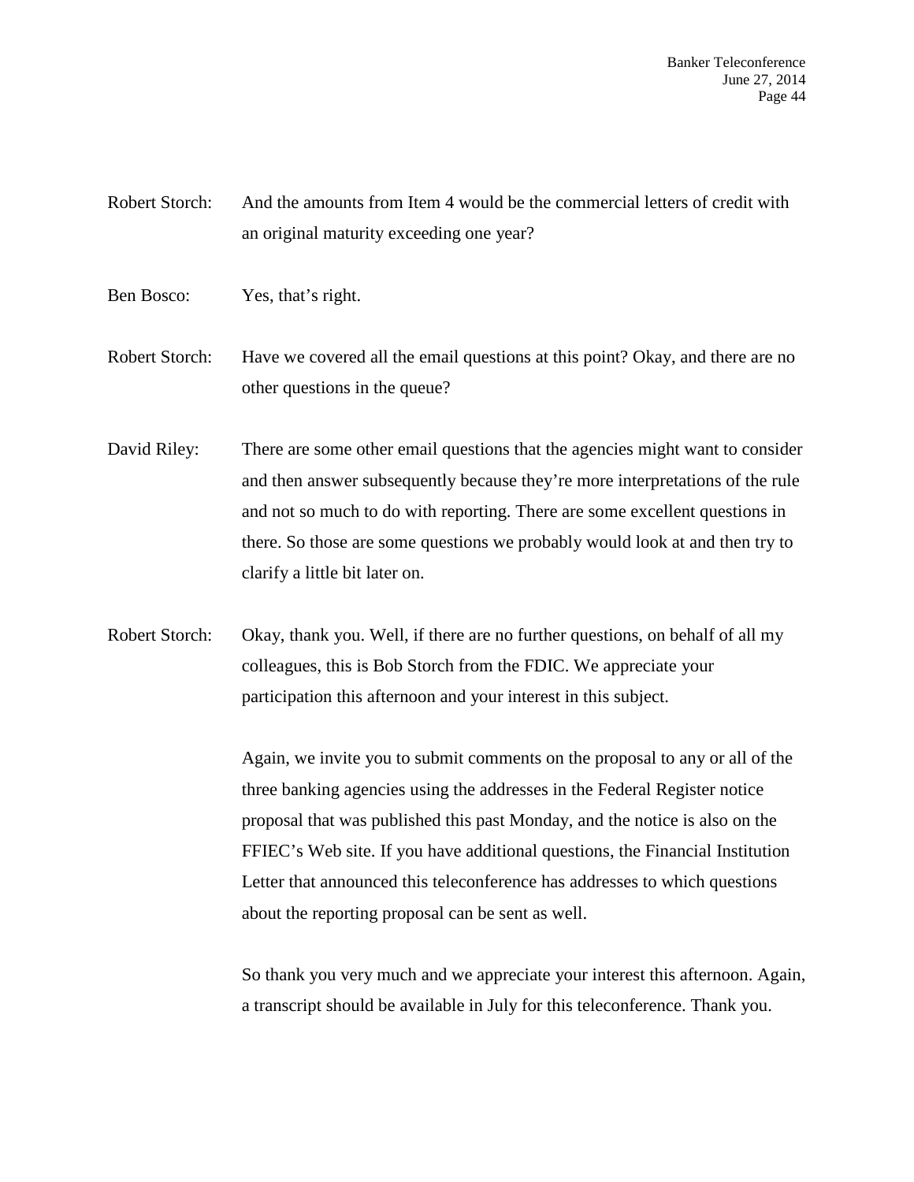Robert Storch: And the amounts from Item 4 would be the commercial letters of credit with an original maturity exceeding one year?

Ben Bosco: Yes, that's right.

Robert Storch: Have we covered all the email questions at this point? Okay, and there are no other questions in the queue?

David Riley: There are some other email questions that the agencies might want to consider and then answer subsequently because they're more interpretations of the rule and not so much to do with reporting. There are some excellent questions in there. So those are some questions we probably would look at and then try to clarify a little bit later on.

Robert Storch: Okay, thank you. Well, if there are no further questions, on behalf of all my colleagues, this is Bob Storch from the FDIC. We appreciate your participation this afternoon and your interest in this subject.

Again, we invite you to submit comments on the proposal to any or all of the three banking agencies using the addresses in the Federal Register notice proposal that was published this past Monday, and the notice is also on the FFIEC's Web site. If you have additional questions, the Financial Institution Letter that announced this teleconference has addresses to which questions about the reporting proposal can be sent as well.

So thank you very much and we appreciate your interest this afternoon. Again, a transcript should be available in July for this teleconference. Thank you.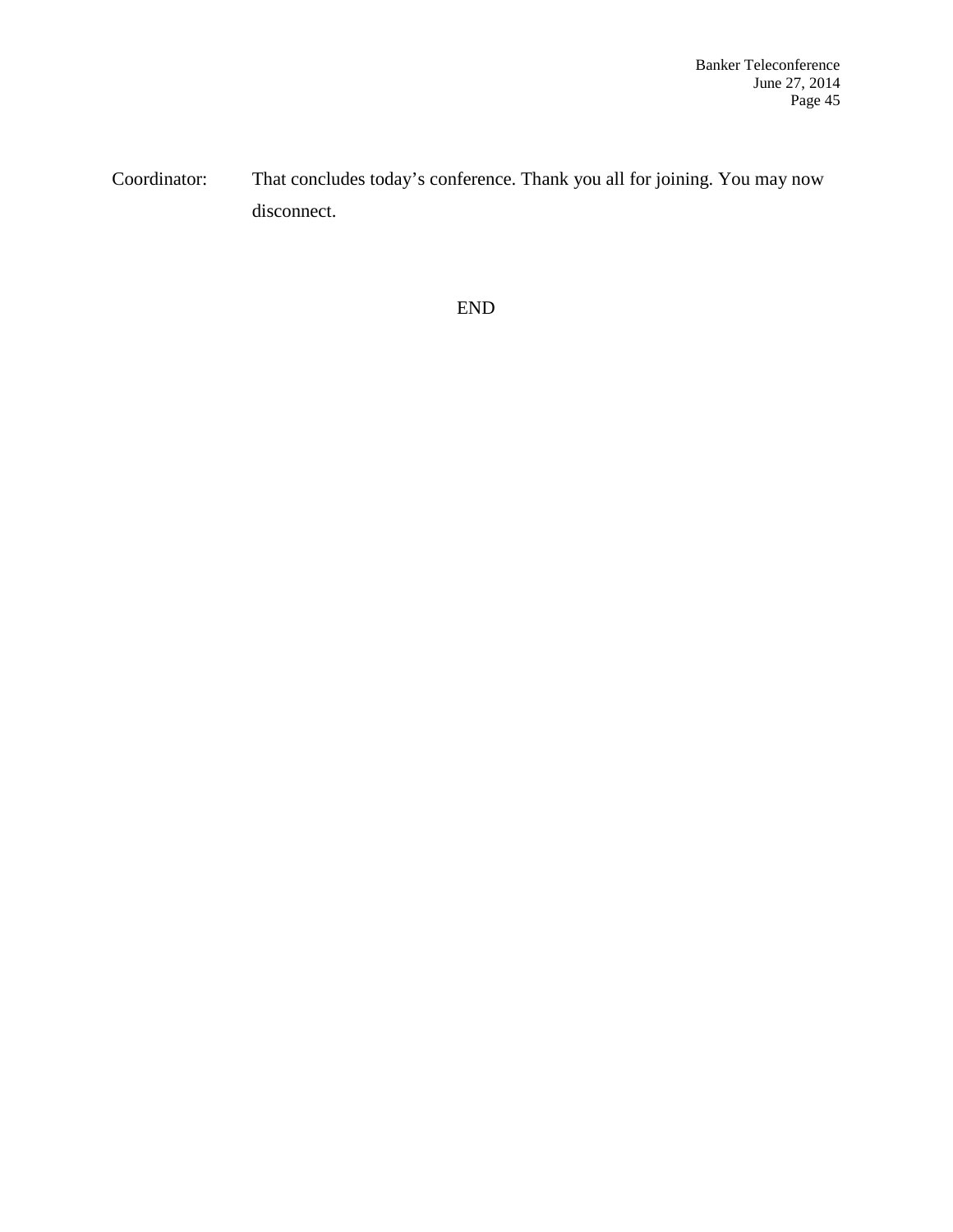Coordinator: That concludes today’s conference. Thank you all for joining. You may now disconnect.

END